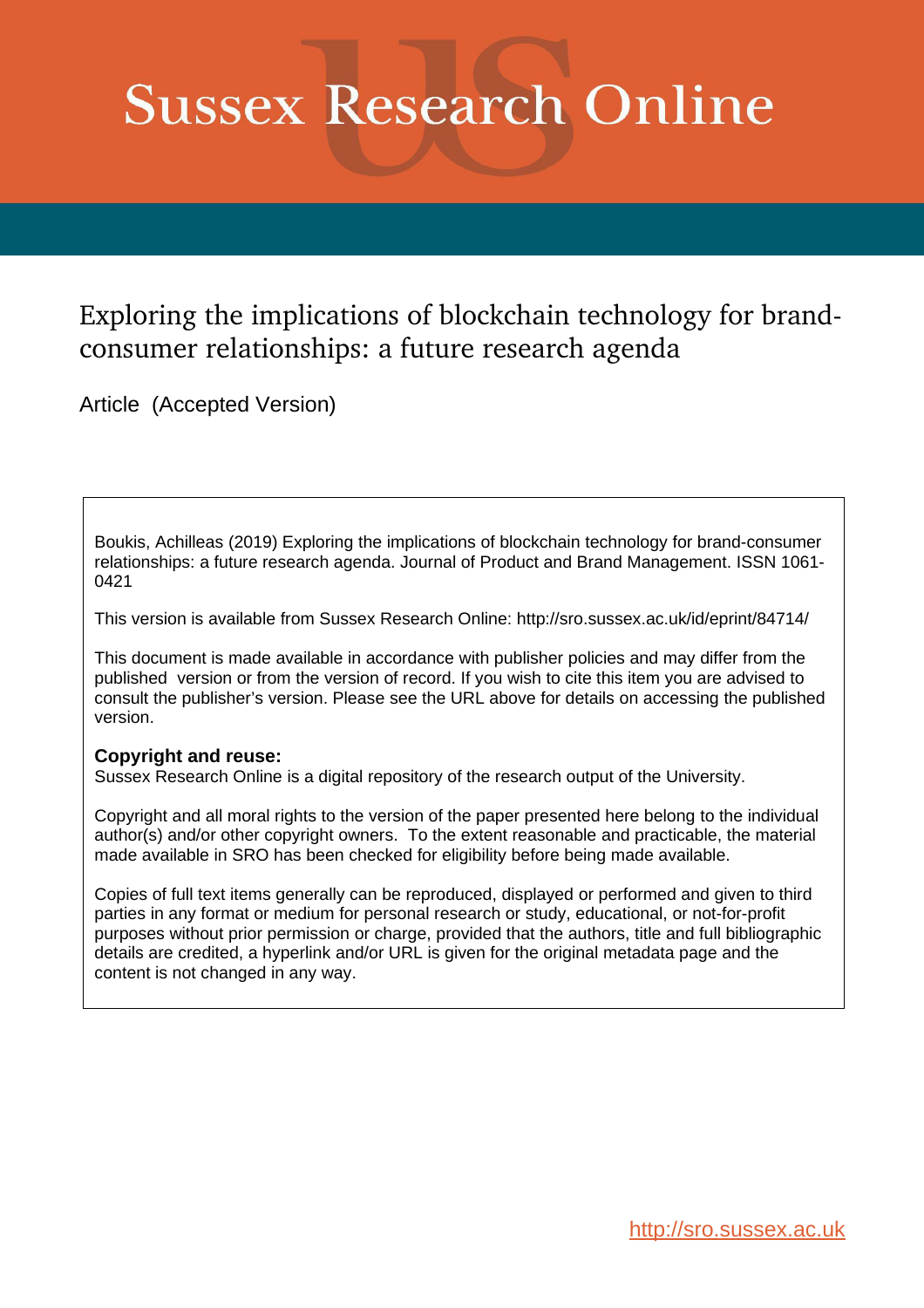# Sussex Research Online

## Exploring the implications of blockchain technology for brand-consumer relationships: a future research agenda

Article (Accepted Version)

Boukis, Achilleas (2019) Exploring the implications of blockchain technology for brand-consumer relationships: a future research agenda. Journal of Product and Brand Management. ISSN 1061-0421

This version is available from Sussex Research Online: http://sro.sussex.ac.uk/id/eprint/84714/

This document is made available in accordance with publisher policies and may differ from the published version or from the version of record. If you wish to cite this item you are advised to consult the publisher's version. Please see the URL above for details on accessing the published version.

**Copyright and reuse:**
Sussex Research Online is a digital repository of the research output of the University.

Copyright and all moral rights to the version of the paper presented here belong to the individual author(s) and/or other copyright owners. To the extent reasonable and practicable, the material made available in SRO has been checked for eligibility before being made available.

Copies of full text items generally can be reproduced, displayed or performed and given to third parties in any format or medium for personal research or study, educational, or not-for-profit purposes without prior permission or charge, provided that the authors, title and full bibliographic details are credited, a hyperlink and/or URL is given for the original metadata page and the content is not changed in any way.

http://sro.sussex.ac.uk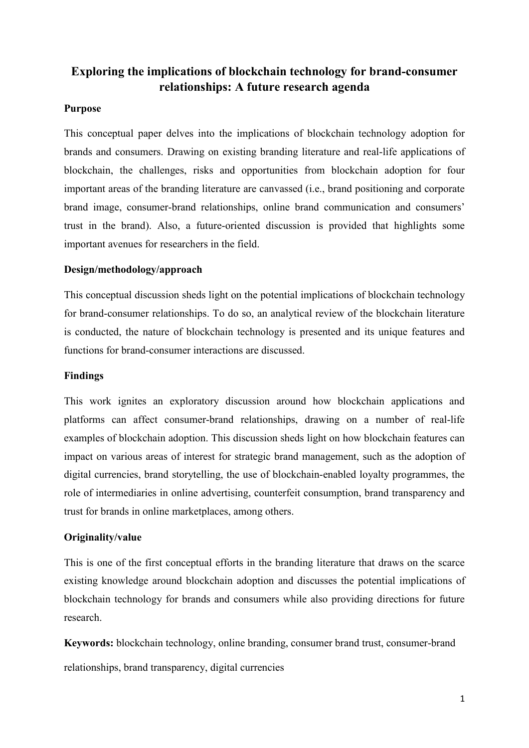# Exploring the implications of blockchain technology for brand-consumer relationships: A future research agenda

**Purpose**

This conceptual paper delves into the implications of blockchain technology adoption for brands and consumers. Drawing on existing branding literature and real-life applications of blockchain, the challenges, risks and opportunities from blockchain adoption for four important areas of the branding literature are canvassed (i.e., brand positioning and corporate brand image, consumer-brand relationships, online brand communication and consumers' trust in the brand). Also, a future-oriented discussion is provided that highlights some important avenues for researchers in the field.

**Design/methodology/approach**

This conceptual discussion sheds light on the potential implications of blockchain technology for brand-consumer relationships. To do so, an analytical review of the blockchain literature is conducted, the nature of blockchain technology is presented and its unique features and functions for brand-consumer interactions are discussed.

**Findings**

This work ignites an exploratory discussion around how blockchain applications and platforms can affect consumer-brand relationships, drawing on a number of real-life examples of blockchain adoption. This discussion sheds light on how blockchain features can impact on various areas of interest for strategic brand management, such as the adoption of digital currencies, brand storytelling, the use of blockchain-enabled loyalty programmes, the role of intermediaries in online advertising, counterfeit consumption, brand transparency and trust for brands in online marketplaces, among others.

**Originality/value**

This is one of the first conceptual efforts in the branding literature that draws on the scarce existing knowledge around blockchain adoption and discusses the potential implications of blockchain technology for brands and consumers while also providing directions for future research.

**Keywords:** blockchain technology, online branding, consumer brand trust, consumer-brand relationships, brand transparency, digital currencies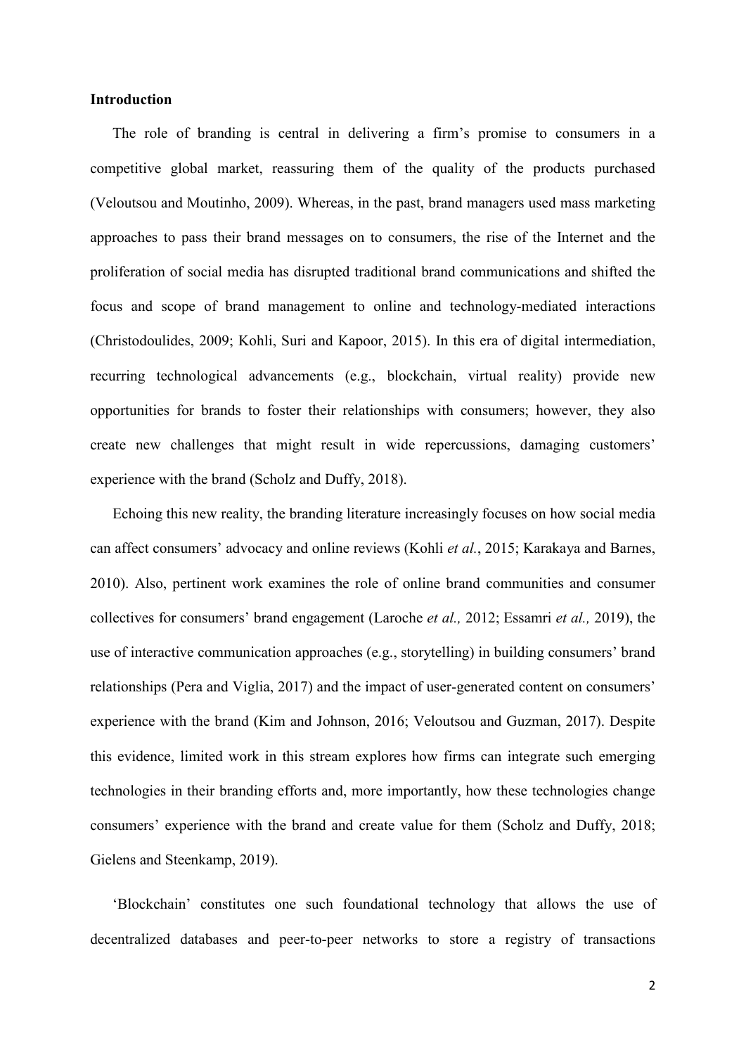## Introduction

The role of branding is central in delivering a firm's promise to consumers in a competitive global market, reassuring them of the quality of the products purchased (Veloutsou and Moutinho, 2009). Whereas, in the past, brand managers used mass marketing approaches to pass their brand messages on to consumers, the rise of the Internet and the proliferation of social media has disrupted traditional brand communications and shifted the focus and scope of brand management to online and technology-mediated interactions (Christodoulides, 2009; Kohli, Suri and Kapoor, 2015). In this era of digital intermediation, recurring technological advancements (e.g., blockchain, virtual reality) provide new opportunities for brands to foster their relationships with consumers; however, they also create new challenges that might result in wide repercussions, damaging customers' experience with the brand (Scholz and Duffy, 2018).

Echoing this new reality, the branding literature increasingly focuses on how social media can affect consumers' advocacy and online reviews (Kohli *et al.*, 2015; Karakaya and Barnes, 2010). Also, pertinent work examines the role of online brand communities and consumer collectives for consumers' brand engagement (Laroche *et al.,* 2012; Essamri *et al.,* 2019), the use of interactive communication approaches (e.g., storytelling) in building consumers' brand relationships (Pera and Viglia, 2017) and the impact of user-generated content on consumers' experience with the brand (Kim and Johnson, 2016; Veloutsou and Guzman, 2017). Despite this evidence, limited work in this stream explores how firms can integrate such emerging technologies in their branding efforts and, more importantly, how these technologies change consumers' experience with the brand and create value for them (Scholz and Duffy, 2018; Gielens and Steenkamp, 2019).

'Blockchain' constitutes one such foundational technology that allows the use of decentralized databases and peer-to-peer networks to store a registry of transactions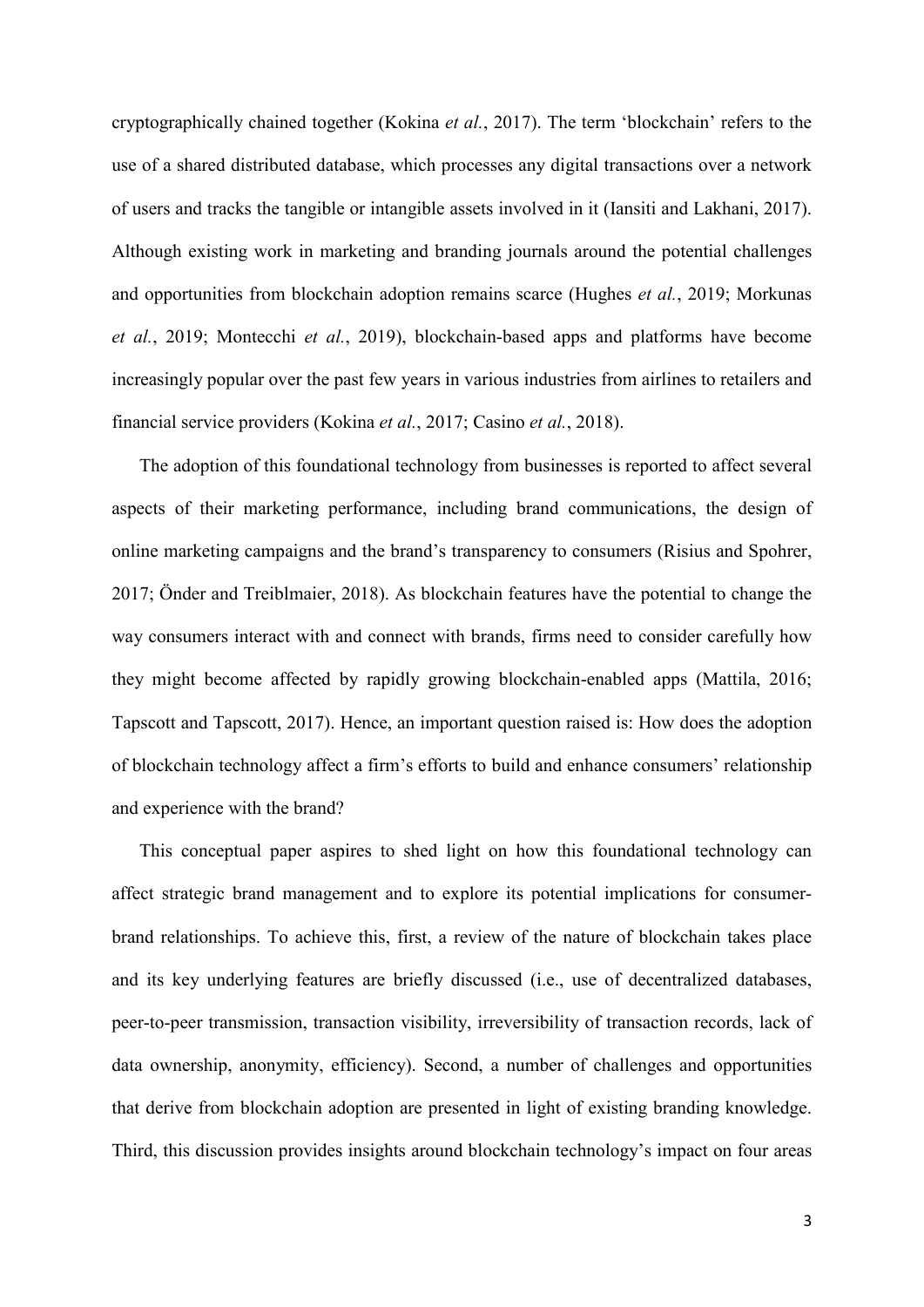cryptographically chained together (Kokina *et al.*, 2017). The term 'blockchain' refers to the use of a shared distributed database, which processes any digital transactions over a network of users and tracks the tangible or intangible assets involved in it (Iansiti and Lakhani, 2017). Although existing work in marketing and branding journals around the potential challenges and opportunities from blockchain adoption remains scarce (Hughes *et al.*, 2019; Morkunas *et al.*, 2019; Montecchi *et al.*, 2019), blockchain-based apps and platforms have become increasingly popular over the past few years in various industries from airlines to retailers and financial service providers (Kokina *et al.*, 2017; Casino *et al.*, 2018).

The adoption of this foundational technology from businesses is reported to affect several aspects of their marketing performance, including brand communications, the design of online marketing campaigns and the brand's transparency to consumers (Risius and Spohrer, 2017; Önder and Treiblmaier, 2018). As blockchain features have the potential to change the way consumers interact with and connect with brands, firms need to consider carefully how they might become affected by rapidly growing blockchain-enabled apps (Mattila, 2016; Tapscott and Tapscott, 2017). Hence, an important question raised is: How does the adoption of blockchain technology affect a firm's efforts to build and enhance consumers' relationship and experience with the brand?

This conceptual paper aspires to shed light on how this foundational technology can affect strategic brand management and to explore its potential implications for consumer-brand relationships. To achieve this, first, a review of the nature of blockchain takes place and its key underlying features are briefly discussed (i.e., use of decentralized databases, peer-to-peer transmission, transaction visibility, irreversibility of transaction records, lack of data ownership, anonymity, efficiency). Second, a number of challenges and opportunities that derive from blockchain adoption are presented in light of existing branding knowledge. Third, this discussion provides insights around blockchain technology's impact on four areas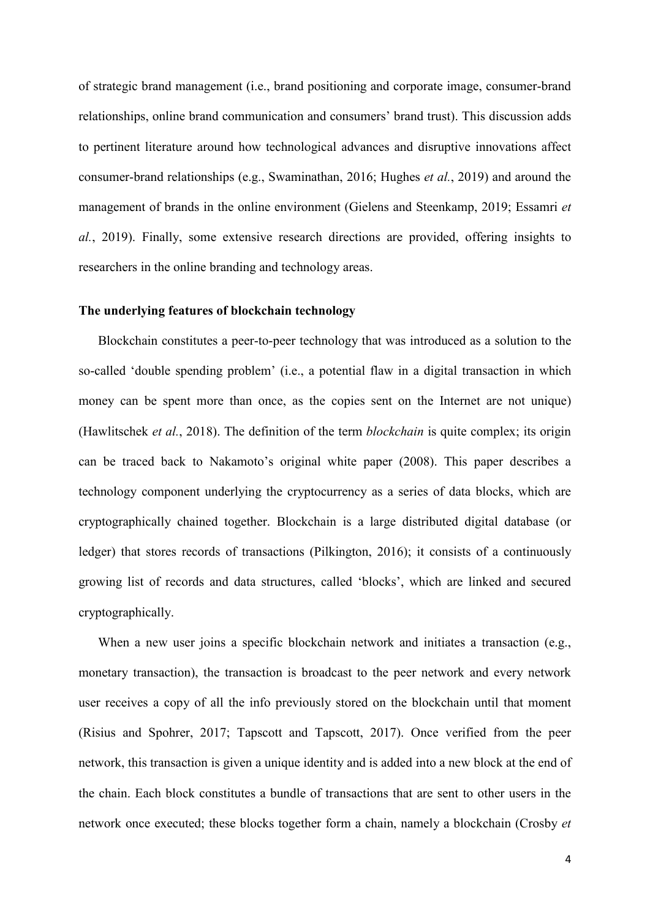of strategic brand management (i.e., brand positioning and corporate image, consumer-brand relationships, online brand communication and consumers' brand trust). This discussion adds to pertinent literature around how technological advances and disruptive innovations affect consumer-brand relationships (e.g., Swaminathan, 2016; Hughes *et al.*, 2019) and around the management of brands in the online environment (Gielens and Steenkamp, 2019; Essamri *et al.*, 2019). Finally, some extensive research directions are provided, offering insights to researchers in the online branding and technology areas.

## The underlying features of blockchain technology

Blockchain constitutes a peer-to-peer technology that was introduced as a solution to the so-called 'double spending problem' (i.e., a potential flaw in a digital transaction in which money can be spent more than once, as the copies sent on the Internet are not unique) (Hawlitschek *et al.*, 2018). The definition of the term *blockchain* is quite complex; its origin can be traced back to Nakamoto's original white paper (2008). This paper describes a technology component underlying the cryptocurrency as a series of data blocks, which are cryptographically chained together. Blockchain is a large distributed digital database (or ledger) that stores records of transactions (Pilkington, 2016); it consists of a continuously growing list of records and data structures, called 'blocks', which are linked and secured cryptographically.

When a new user joins a specific blockchain network and initiates a transaction (e.g., monetary transaction), the transaction is broadcast to the peer network and every network user receives a copy of all the info previously stored on the blockchain until that moment (Risius and Spohrer, 2017; Tapscott and Tapscott, 2017). Once verified from the peer network, this transaction is given a unique identity and is added into a new block at the end of the chain. Each block constitutes a bundle of transactions that are sent to other users in the network once executed; these blocks together form a chain, namely a blockchain (Crosby *et*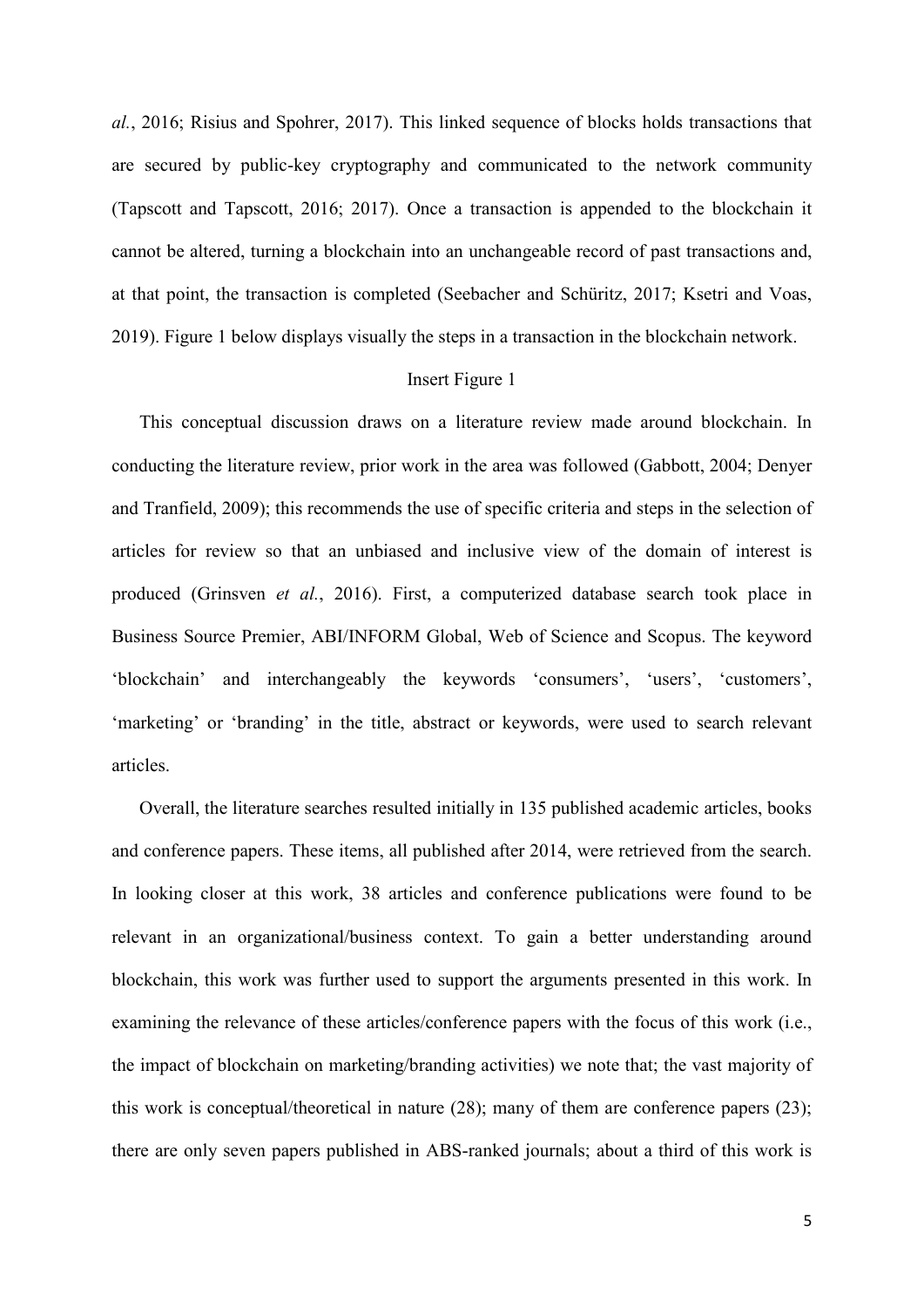*al.*, 2016; Risius and Spohrer, 2017). This linked sequence of blocks holds transactions that are secured by public-key cryptography and communicated to the network community (Tapscott and Tapscott, 2016; 2017). Once a transaction is appended to the blockchain it cannot be altered, turning a blockchain into an unchangeable record of past transactions and, at that point, the transaction is completed (Seebacher and Schüritz, 2017; Ksetri and Voas, 2019). Figure 1 below displays visually the steps in a transaction in the blockchain network.

Insert Figure 1

This conceptual discussion draws on a literature review made around blockchain. In conducting the literature review, prior work in the area was followed (Gabbott, 2004; Denyer and Tranfield, 2009); this recommends the use of specific criteria and steps in the selection of articles for review so that an unbiased and inclusive view of the domain of interest is produced (Grinsven *et al.*, 2016). First, a computerized database search took place in Business Source Premier, ABI/INFORM Global, Web of Science and Scopus. The keyword 'blockchain' and interchangeably the keywords 'consumers', 'users', 'customers', 'marketing' or 'branding' in the title, abstract or keywords, were used to search relevant articles.

Overall, the literature searches resulted initially in 135 published academic articles, books and conference papers. These items, all published after 2014, were retrieved from the search. In looking closer at this work, 38 articles and conference publications were found to be relevant in an organizational/business context. To gain a better understanding around blockchain, this work was further used to support the arguments presented in this work. In examining the relevance of these articles/conference papers with the focus of this work (i.e., the impact of blockchain on marketing/branding activities) we note that; the vast majority of this work is conceptual/theoretical in nature (28); many of them are conference papers (23); there are only seven papers published in ABS-ranked journals; about a third of this work is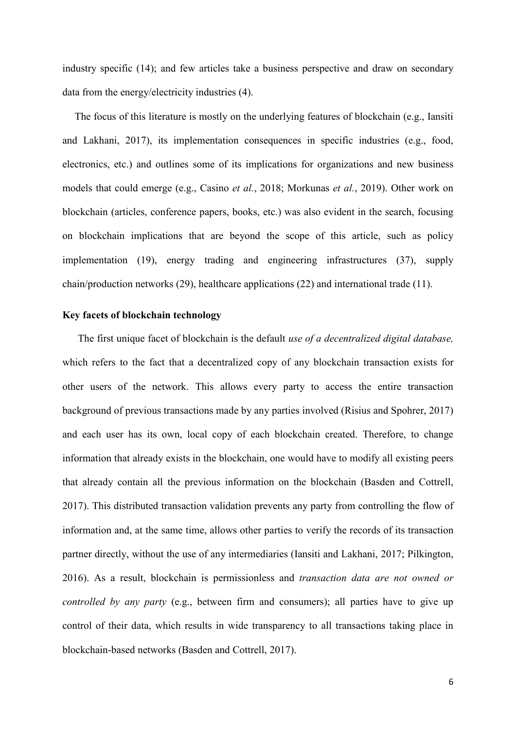industry specific (14); and few articles take a business perspective and draw on secondary data from the energy/electricity industries (4).

The focus of this literature is mostly on the underlying features of blockchain (e.g., Iansiti and Lakhani, 2017), its implementation consequences in specific industries (e.g., food, electronics, etc.) and outlines some of its implications for organizations and new business models that could emerge (e.g., Casino *et al.*, 2018; Morkunas *et al.*, 2019). Other work on blockchain (articles, conference papers, books, etc.) was also evident in the search, focusing on blockchain implications that are beyond the scope of this article, such as policy implementation (19), energy trading and engineering infrastructures (37), supply chain/production networks (29), healthcare applications (22) and international trade (11).

**Key facets of blockchain technology**

The first unique facet of blockchain is the default *use of a decentralized digital database,* which refers to the fact that a decentralized copy of any blockchain transaction exists for other users of the network. This allows every party to access the entire transaction background of previous transactions made by any parties involved (Risius and Spohrer, 2017) and each user has its own, local copy of each blockchain created. Therefore, to change information that already exists in the blockchain, one would have to modify all existing peers that already contain all the previous information on the blockchain (Basden and Cottrell, 2017). This distributed transaction validation prevents any party from controlling the flow of information and, at the same time, allows other parties to verify the records of its transaction partner directly, without the use of any intermediaries (Iansiti and Lakhani, 2017; Pilkington, 2016). As a result, blockchain is permissionless and *transaction data are not owned or controlled by any party* (e.g., between firm and consumers); all parties have to give up control of their data, which results in wide transparency to all transactions taking place in blockchain-based networks (Basden and Cottrell, 2017).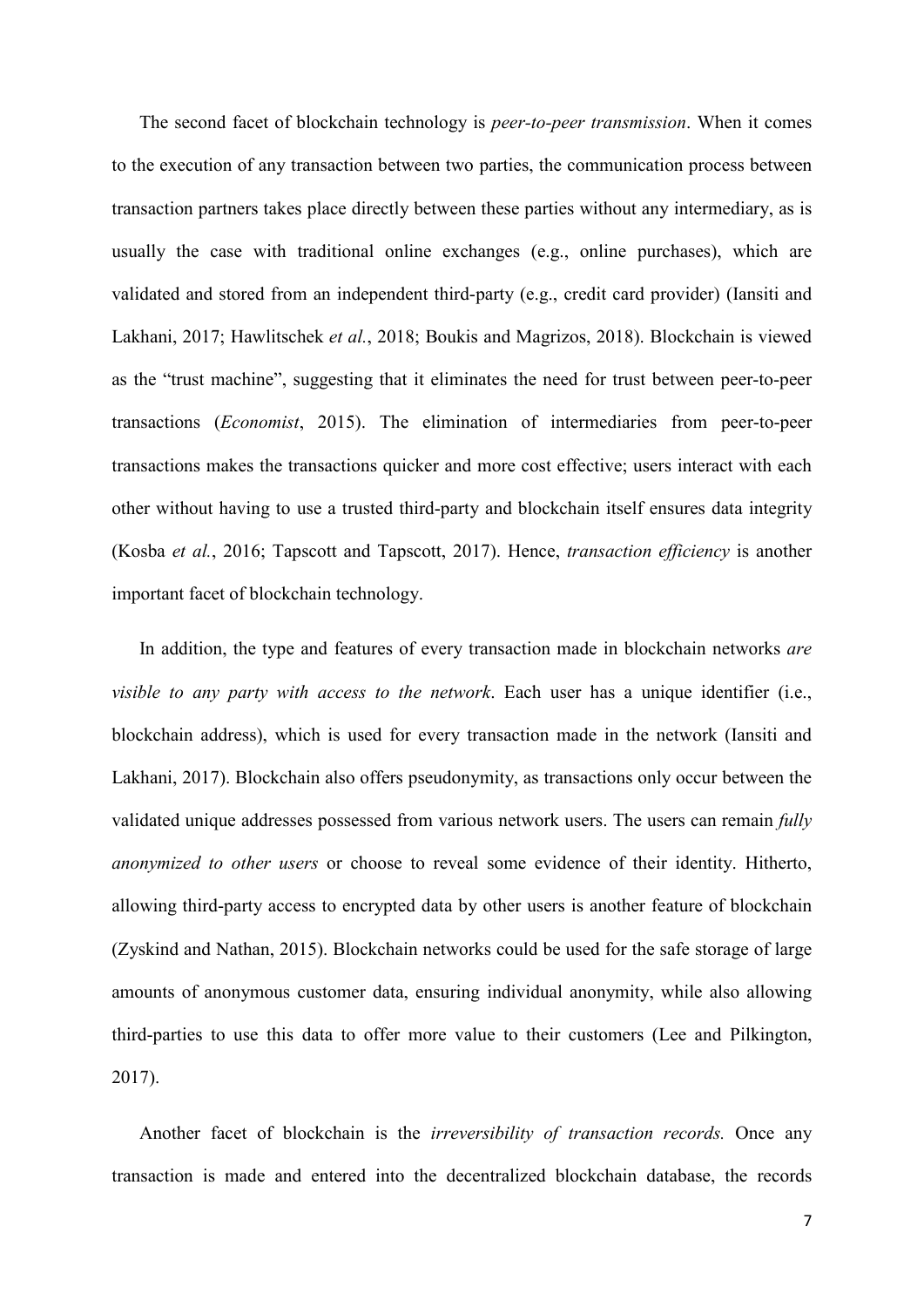The second facet of blockchain technology is *peer-to-peer transmission*. When it comes to the execution of any transaction between two parties, the communication process between transaction partners takes place directly between these parties without any intermediary, as is usually the case with traditional online exchanges (e.g., online purchases), which are validated and stored from an independent third-party (e.g., credit card provider) (Iansiti and Lakhani, 2017; Hawlitschek *et al.*, 2018; Boukis and Magrizos, 2018). Blockchain is viewed as the "trust machine", suggesting that it eliminates the need for trust between peer-to-peer transactions (*Economist*, 2015). The elimination of intermediaries from peer-to-peer transactions makes the transactions quicker and more cost effective; users interact with each other without having to use a trusted third-party and blockchain itself ensures data integrity (Kosba *et al.*, 2016; Tapscott and Tapscott, 2017). Hence, *transaction efficiency* is another important facet of blockchain technology.

In addition, the type and features of every transaction made in blockchain networks *are visible to any party with access to the network*. Each user has a unique identifier (i.e., blockchain address), which is used for every transaction made in the network (Iansiti and Lakhani, 2017). Blockchain also offers pseudonymity, as transactions only occur between the validated unique addresses possessed from various network users. The users can remain *fully anonymized to other users* or choose to reveal some evidence of their identity. Hitherto, allowing third-party access to encrypted data by other users is another feature of blockchain (Zyskind and Nathan, 2015). Blockchain networks could be used for the safe storage of large amounts of anonymous customer data, ensuring individual anonymity, while also allowing third-parties to use this data to offer more value to their customers (Lee and Pilkington, 2017).

Another facet of blockchain is the *irreversibility of transaction records.* Once any transaction is made and entered into the decentralized blockchain database, the records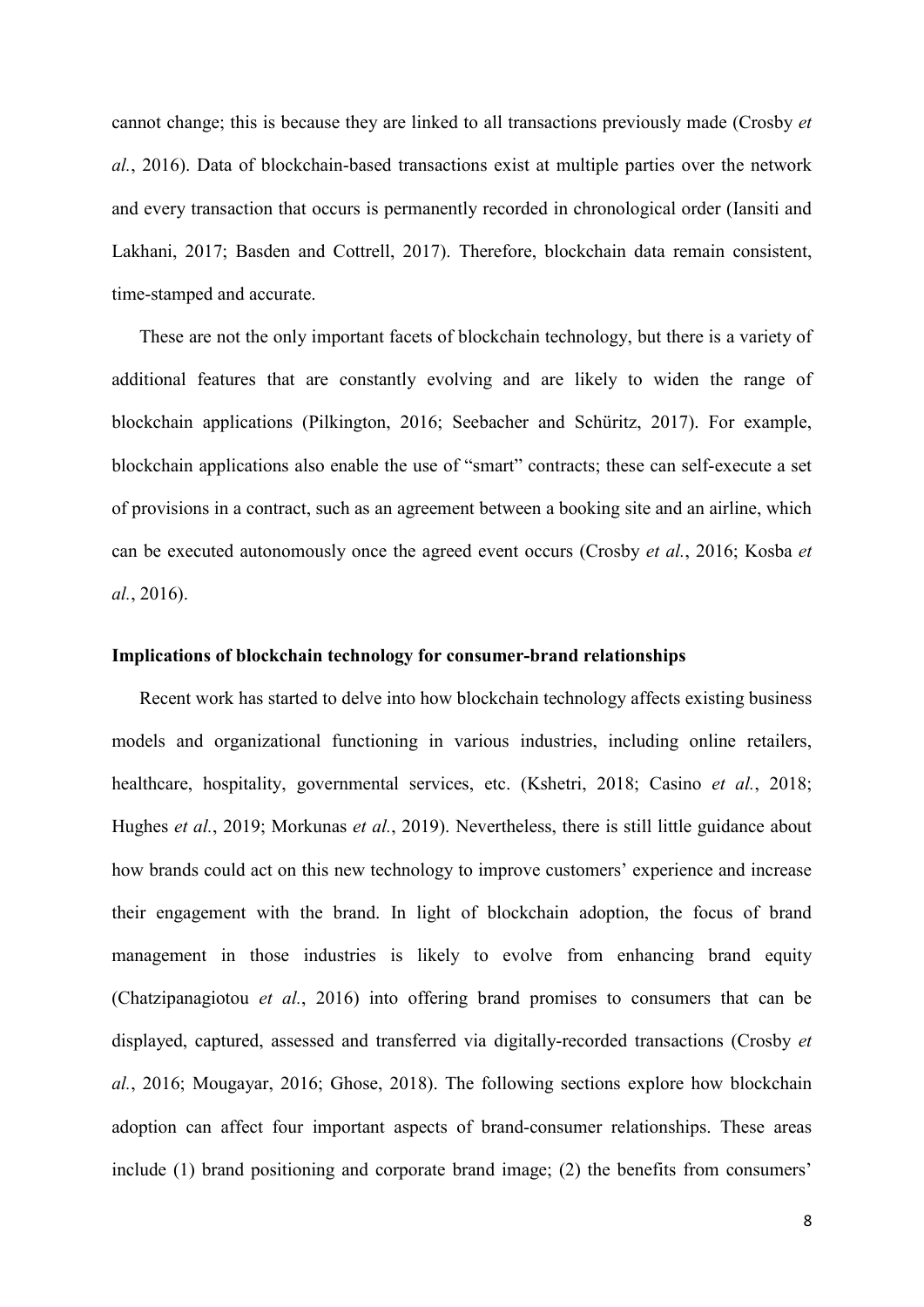cannot change; this is because they are linked to all transactions previously made (Crosby *et al.*, 2016). Data of blockchain-based transactions exist at multiple parties over the network and every transaction that occurs is permanently recorded in chronological order (Iansiti and Lakhani, 2017; Basden and Cottrell, 2017). Therefore, blockchain data remain consistent, time-stamped and accurate.

These are not the only important facets of blockchain technology, but there is a variety of additional features that are constantly evolving and are likely to widen the range of blockchain applications (Pilkington, 2016; Seebacher and Schüritz, 2017). For example, blockchain applications also enable the use of "smart" contracts; these can self-execute a set of provisions in a contract, such as an agreement between a booking site and an airline, which can be executed autonomously once the agreed event occurs (Crosby *et al.*, 2016; Kosba *et al.*, 2016).

**Implications of blockchain technology for consumer-brand relationships**

Recent work has started to delve into how blockchain technology affects existing business models and organizational functioning in various industries, including online retailers, healthcare, hospitality, governmental services, etc. (Kshetri, 2018; Casino *et al.*, 2018; Hughes *et al.*, 2019; Morkunas *et al.*, 2019). Nevertheless, there is still little guidance about how brands could act on this new technology to improve customers' experience and increase their engagement with the brand. In light of blockchain adoption, the focus of brand management in those industries is likely to evolve from enhancing brand equity (Chatzipanagiotou *et al.*, 2016) into offering brand promises to consumers that can be displayed, captured, assessed and transferred via digitally-recorded transactions (Crosby *et al.*, 2016; Mougayar, 2016; Ghose, 2018). The following sections explore how blockchain adoption can affect four important aspects of brand-consumer relationships. These areas include (1) brand positioning and corporate brand image; (2) the benefits from consumers'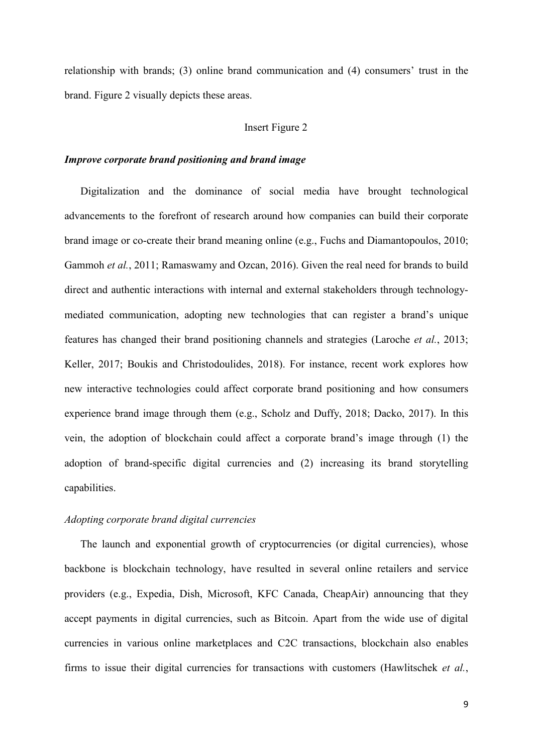relationship with brands; (3) online brand communication and (4) consumers' trust in the brand. Figure 2 visually depicts these areas.

Insert Figure 2

### ***Improve corporate brand positioning and brand image***

Digitalization and the dominance of social media have brought technological advancements to the forefront of research around how companies can build their corporate brand image or co-create their brand meaning online (e.g., Fuchs and Diamantopoulos, 2010; Gammoh *et al.*, 2011; Ramaswamy and Ozcan, 2016). Given the real need for brands to build direct and authentic interactions with internal and external stakeholders through technology-mediated communication, adopting new technologies that can register a brand's unique features has changed their brand positioning channels and strategies (Laroche *et al.*, 2013; Keller, 2017; Boukis and Christodoulides, 2018). For instance, recent work explores how new interactive technologies could affect corporate brand positioning and how consumers experience brand image through them (e.g., Scholz and Duffy, 2018; Dacko, 2017). In this vein, the adoption of blockchain could affect a corporate brand's image through (1) the adoption of brand-specific digital currencies and (2) increasing its brand storytelling capabilities.

#### *Adopting corporate brand digital currencies*

The launch and exponential growth of cryptocurrencies (or digital currencies), whose backbone is blockchain technology, have resulted in several online retailers and service providers (e.g., Expedia, Dish, Microsoft, KFC Canada, CheapAir) announcing that they accept payments in digital currencies, such as Bitcoin. Apart from the wide use of digital currencies in various online marketplaces and C2C transactions, blockchain also enables firms to issue their digital currencies for transactions with customers (Hawlitschek *et al.*,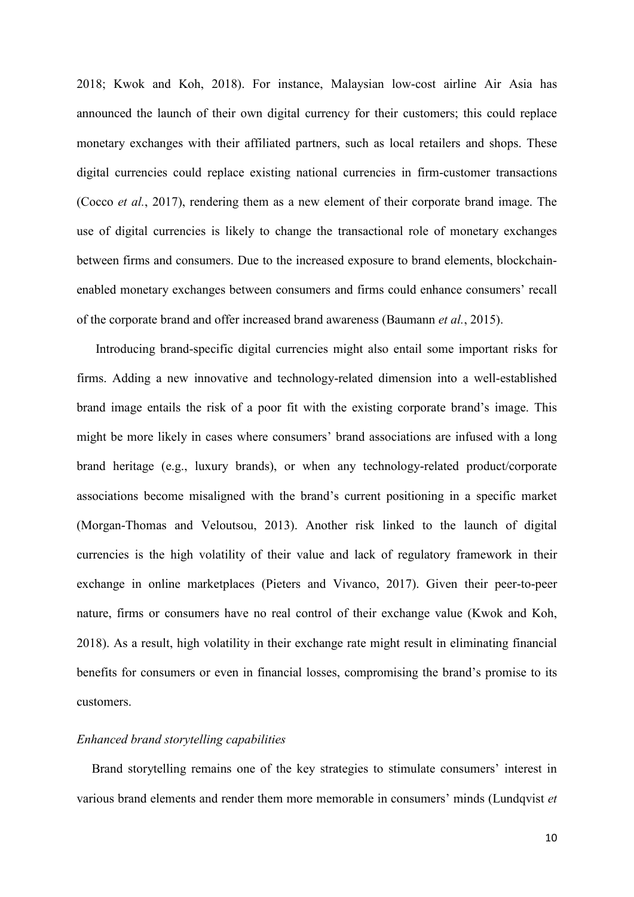2018; Kwok and Koh, 2018). For instance, Malaysian low-cost airline Air Asia has announced the launch of their own digital currency for their customers; this could replace monetary exchanges with their affiliated partners, such as local retailers and shops. These digital currencies could replace existing national currencies in firm-customer transactions (Cocco *et al.*, 2017), rendering them as a new element of their corporate brand image. The use of digital currencies is likely to change the transactional role of monetary exchanges between firms and consumers. Due to the increased exposure to brand elements, blockchain-enabled monetary exchanges between consumers and firms could enhance consumers' recall of the corporate brand and offer increased brand awareness (Baumann *et al.*, 2015).

Introducing brand-specific digital currencies might also entail some important risks for firms. Adding a new innovative and technology-related dimension into a well-established brand image entails the risk of a poor fit with the existing corporate brand's image. This might be more likely in cases where consumers' brand associations are infused with a long brand heritage (e.g., luxury brands), or when any technology-related product/corporate associations become misaligned with the brand's current positioning in a specific market (Morgan-Thomas and Veloutsou, 2013). Another risk linked to the launch of digital currencies is the high volatility of their value and lack of regulatory framework in their exchange in online marketplaces (Pieters and Vivanco, 2017). Given their peer-to-peer nature, firms or consumers have no real control of their exchange value (Kwok and Koh, 2018). As a result, high volatility in their exchange rate might result in eliminating financial benefits for consumers or even in financial losses, compromising the brand's promise to its customers.

*Enhanced brand storytelling capabilities*

Brand storytelling remains one of the key strategies to stimulate consumers' interest in various brand elements and render them more memorable in consumers' minds (Lundqvist *et*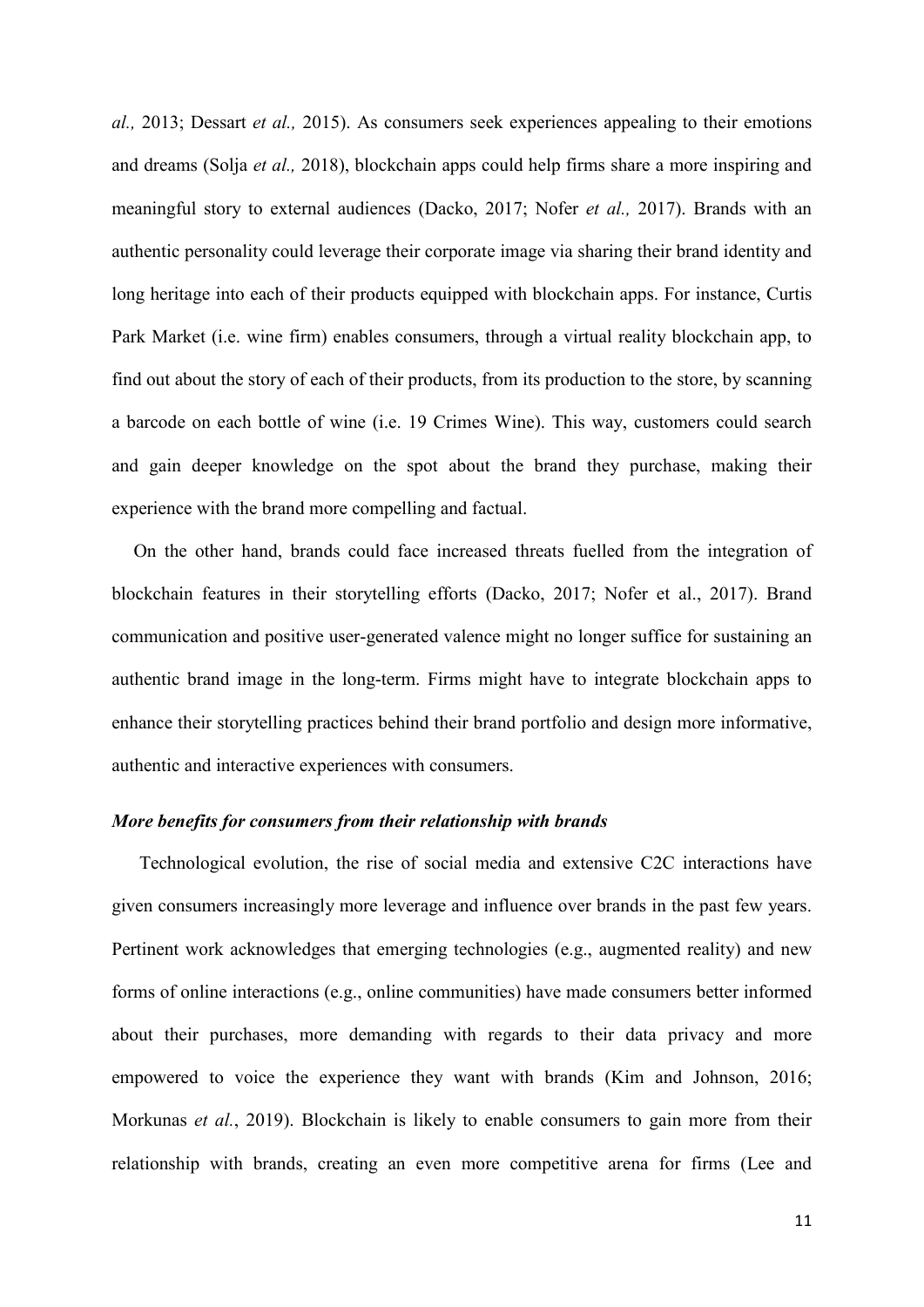*al.,* 2013; Dessart *et al.,* 2015). As consumers seek experiences appealing to their emotions and dreams (Solja *et al.,* 2018), blockchain apps could help firms share a more inspiring and meaningful story to external audiences (Dacko, 2017; Nofer *et al.,* 2017). Brands with an authentic personality could leverage their corporate image via sharing their brand identity and long heritage into each of their products equipped with blockchain apps. For instance, Curtis Park Market (i.e. wine firm) enables consumers, through a virtual reality blockchain app, to find out about the story of each of their products, from its production to the store, by scanning a barcode on each bottle of wine (i.e. 19 Crimes Wine). This way, customers could search and gain deeper knowledge on the spot about the brand they purchase, making their experience with the brand more compelling and factual.

On the other hand, brands could face increased threats fuelled from the integration of blockchain features in their storytelling efforts (Dacko, 2017; Nofer et al., 2017). Brand communication and positive user-generated valence might no longer suffice for sustaining an authentic brand image in the long-term. Firms might have to integrate blockchain apps to enhance their storytelling practices behind their brand portfolio and design more informative, authentic and interactive experiences with consumers.

***More benefits for consumers from their relationship with brands***

Technological evolution, the rise of social media and extensive C2C interactions have given consumers increasingly more leverage and influence over brands in the past few years. Pertinent work acknowledges that emerging technologies (e.g., augmented reality) and new forms of online interactions (e.g., online communities) have made consumers better informed about their purchases, more demanding with regards to their data privacy and more empowered to voice the experience they want with brands (Kim and Johnson, 2016; Morkunas *et al.*, 2019). Blockchain is likely to enable consumers to gain more from their relationship with brands, creating an even more competitive arena for firms (Lee and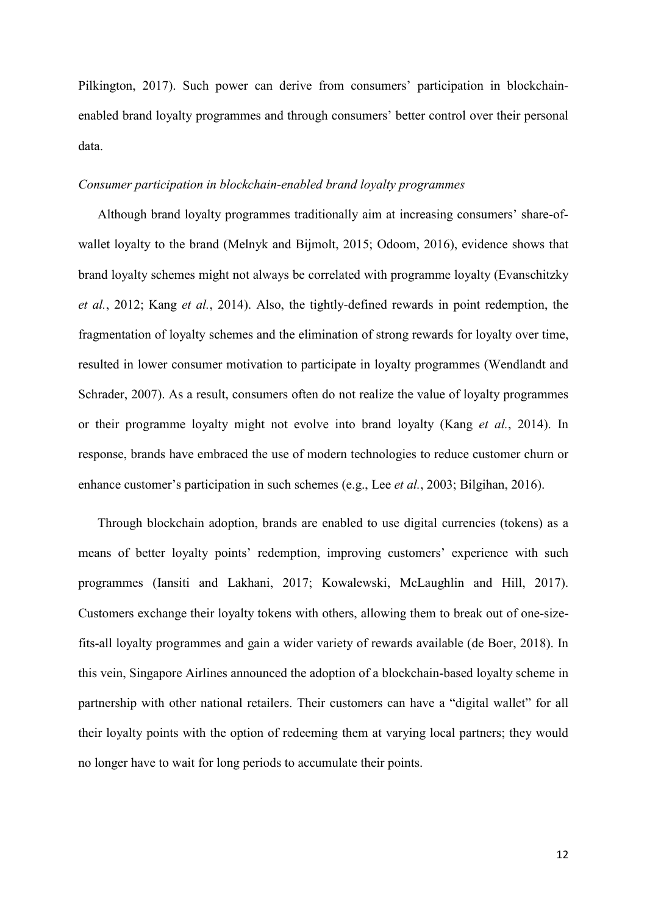Pilkington, 2017). Such power can derive from consumers' participation in blockchain-enabled brand loyalty programmes and through consumers' better control over their personal data.

*Consumer participation in blockchain-enabled brand loyalty programmes*

Although brand loyalty programmes traditionally aim at increasing consumers' share-of-wallet loyalty to the brand (Melnyk and Bijmolt, 2015; Odoom, 2016), evidence shows that brand loyalty schemes might not always be correlated with programme loyalty (Evanschitzky *et al.*, 2012; Kang *et al.*, 2014). Also, the tightly-defined rewards in point redemption, the fragmentation of loyalty schemes and the elimination of strong rewards for loyalty over time, resulted in lower consumer motivation to participate in loyalty programmes (Wendlandt and Schrader, 2007). As a result, consumers often do not realize the value of loyalty programmes or their programme loyalty might not evolve into brand loyalty (Kang *et al.*, 2014). In response, brands have embraced the use of modern technologies to reduce customer churn or enhance customer's participation in such schemes (e.g., Lee *et al.*, 2003; Bilgihan, 2016).

Through blockchain adoption, brands are enabled to use digital currencies (tokens) as a means of better loyalty points' redemption, improving customers' experience with such programmes (Iansiti and Lakhani, 2017; Kowalewski, McLaughlin and Hill, 2017). Customers exchange their loyalty tokens with others, allowing them to break out of one-size-fits-all loyalty programmes and gain a wider variety of rewards available (de Boer, 2018). In this vein, Singapore Airlines announced the adoption of a blockchain-based loyalty scheme in partnership with other national retailers. Their customers can have a "digital wallet" for all their loyalty points with the option of redeeming them at varying local partners; they would no longer have to wait for long periods to accumulate their points.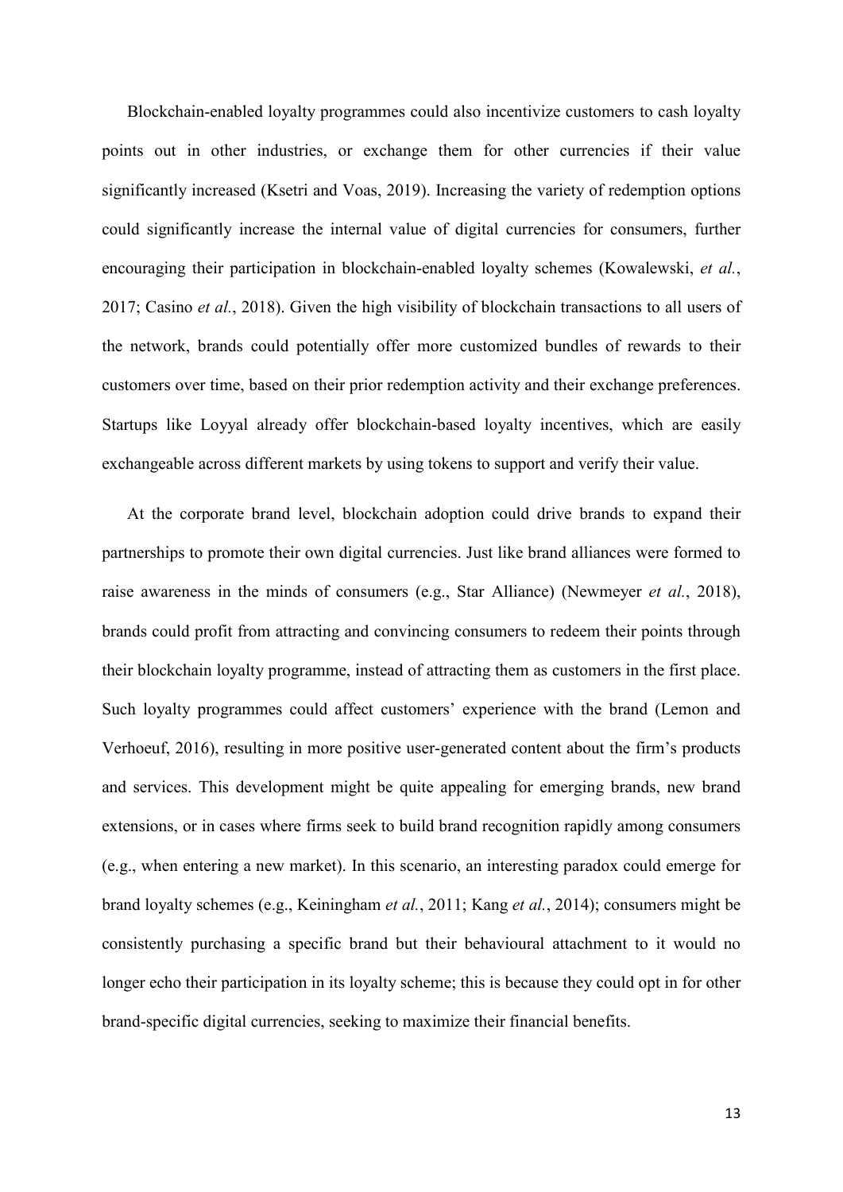Blockchain-enabled loyalty programmes could also incentivize customers to cash loyalty points out in other industries, or exchange them for other currencies if their value significantly increased (Ksetri and Voas, 2019). Increasing the variety of redemption options could significantly increase the internal value of digital currencies for consumers, further encouraging their participation in blockchain-enabled loyalty schemes (Kowalewski, *et al.*, 2017; Casino *et al.*, 2018). Given the high visibility of blockchain transactions to all users of the network, brands could potentially offer more customized bundles of rewards to their customers over time, based on their prior redemption activity and their exchange preferences. Startups like Loyyal already offer blockchain-based loyalty incentives, which are easily exchangeable across different markets by using tokens to support and verify their value.

At the corporate brand level, blockchain adoption could drive brands to expand their partnerships to promote their own digital currencies. Just like brand alliances were formed to raise awareness in the minds of consumers (e.g., Star Alliance) (Newmeyer *et al.*, 2018), brands could profit from attracting and convincing consumers to redeem their points through their blockchain loyalty programme, instead of attracting them as customers in the first place. Such loyalty programmes could affect customers' experience with the brand (Lemon and Verhoeuf, 2016), resulting in more positive user-generated content about the firm's products and services. This development might be quite appealing for emerging brands, new brand extensions, or in cases where firms seek to build brand recognition rapidly among consumers (e.g., when entering a new market). In this scenario, an interesting paradox could emerge for brand loyalty schemes (e.g., Keiningham *et al.*, 2011; Kang *et al.*, 2014); consumers might be consistently purchasing a specific brand but their behavioural attachment to it would no longer echo their participation in its loyalty scheme; this is because they could opt in for other brand-specific digital currencies, seeking to maximize their financial benefits.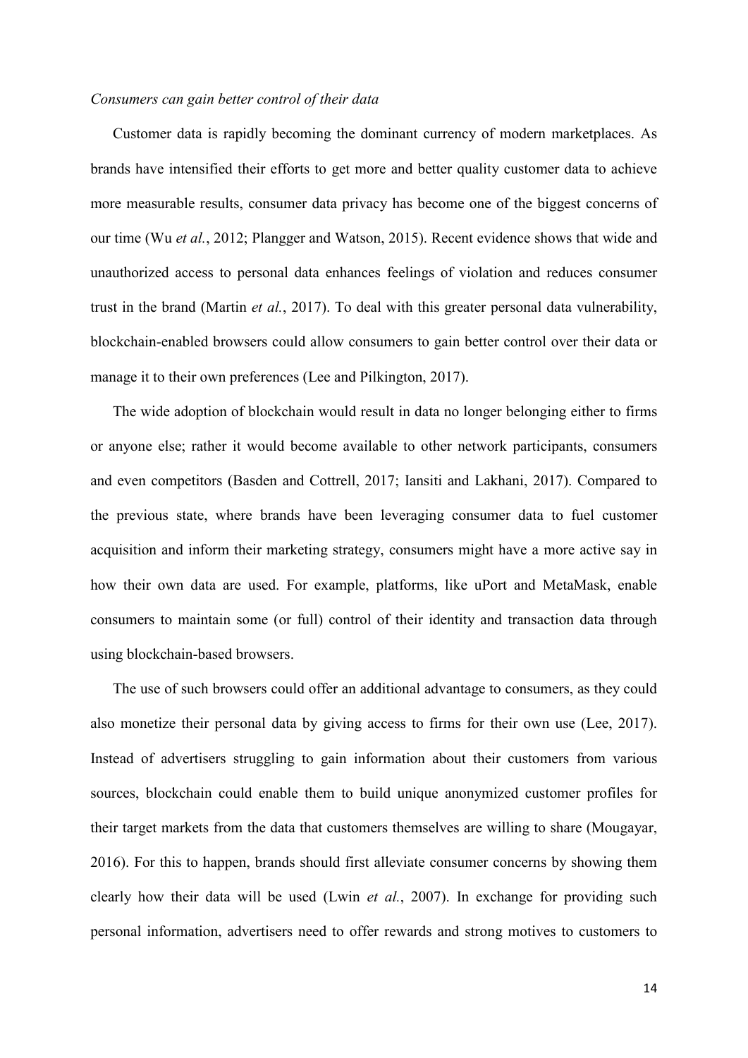*Consumers can gain better control of their data*

Customer data is rapidly becoming the dominant currency of modern marketplaces. As brands have intensified their efforts to get more and better quality customer data to achieve more measurable results, consumer data privacy has become one of the biggest concerns of our time (Wu *et al.*, 2012; Plangger and Watson, 2015). Recent evidence shows that wide and unauthorized access to personal data enhances feelings of violation and reduces consumer trust in the brand (Martin *et al.*, 2017). To deal with this greater personal data vulnerability, blockchain-enabled browsers could allow consumers to gain better control over their data or manage it to their own preferences (Lee and Pilkington, 2017).

The wide adoption of blockchain would result in data no longer belonging either to firms or anyone else; rather it would become available to other network participants, consumers and even competitors (Basden and Cottrell, 2017; Iansiti and Lakhani, 2017). Compared to the previous state, where brands have been leveraging consumer data to fuel customer acquisition and inform their marketing strategy, consumers might have a more active say in how their own data are used. For example, platforms, like uPort and MetaMask, enable consumers to maintain some (or full) control of their identity and transaction data through using blockchain-based browsers.

The use of such browsers could offer an additional advantage to consumers, as they could also monetize their personal data by giving access to firms for their own use (Lee, 2017). Instead of advertisers struggling to gain information about their customers from various sources, blockchain could enable them to build unique anonymized customer profiles for their target markets from the data that customers themselves are willing to share (Mougayar, 2016). For this to happen, brands should first alleviate consumer concerns by showing them clearly how their data will be used (Lwin *et al.*, 2007). In exchange for providing such personal information, advertisers need to offer rewards and strong motives to customers to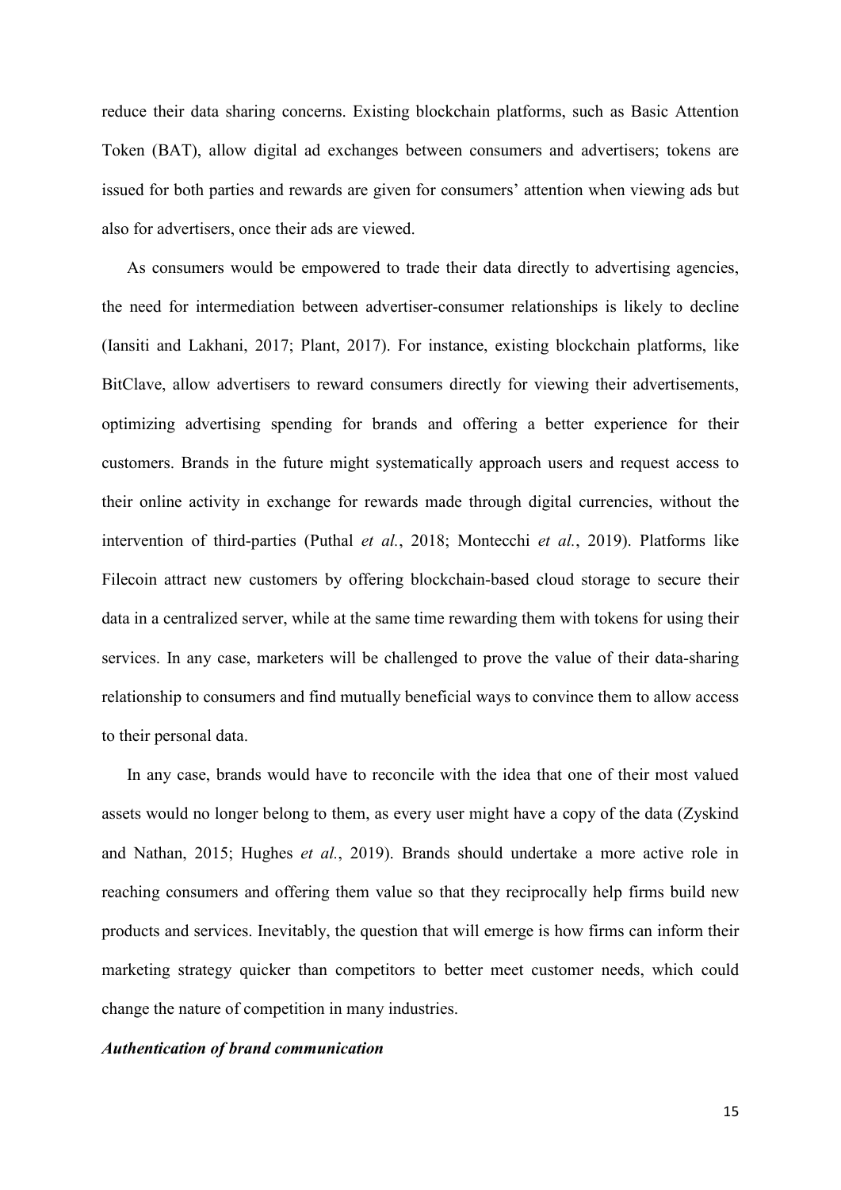reduce their data sharing concerns. Existing blockchain platforms, such as Basic Attention Token (BAT), allow digital ad exchanges between consumers and advertisers; tokens are issued for both parties and rewards are given for consumers' attention when viewing ads but also for advertisers, once their ads are viewed.

As consumers would be empowered to trade their data directly to advertising agencies, the need for intermediation between advertiser-consumer relationships is likely to decline (Iansiti and Lakhani, 2017; Plant, 2017). For instance, existing blockchain platforms, like BitClave, allow advertisers to reward consumers directly for viewing their advertisements, optimizing advertising spending for brands and offering a better experience for their customers. Brands in the future might systematically approach users and request access to their online activity in exchange for rewards made through digital currencies, without the intervention of third-parties (Puthal *et al.*, 2018; Montecchi *et al.*, 2019). Platforms like Filecoin attract new customers by offering blockchain-based cloud storage to secure their data in a centralized server, while at the same time rewarding them with tokens for using their services. In any case, marketers will be challenged to prove the value of their data-sharing relationship to consumers and find mutually beneficial ways to convince them to allow access to their personal data.

In any case, brands would have to reconcile with the idea that one of their most valued assets would no longer belong to them, as every user might have a copy of the data (Zyskind and Nathan, 2015; Hughes *et al.*, 2019). Brands should undertake a more active role in reaching consumers and offering them value so that they reciprocally help firms build new products and services. Inevitably, the question that will emerge is how firms can inform their marketing strategy quicker than competitors to better meet customer needs, which could change the nature of competition in many industries.

***Authentication of brand communication***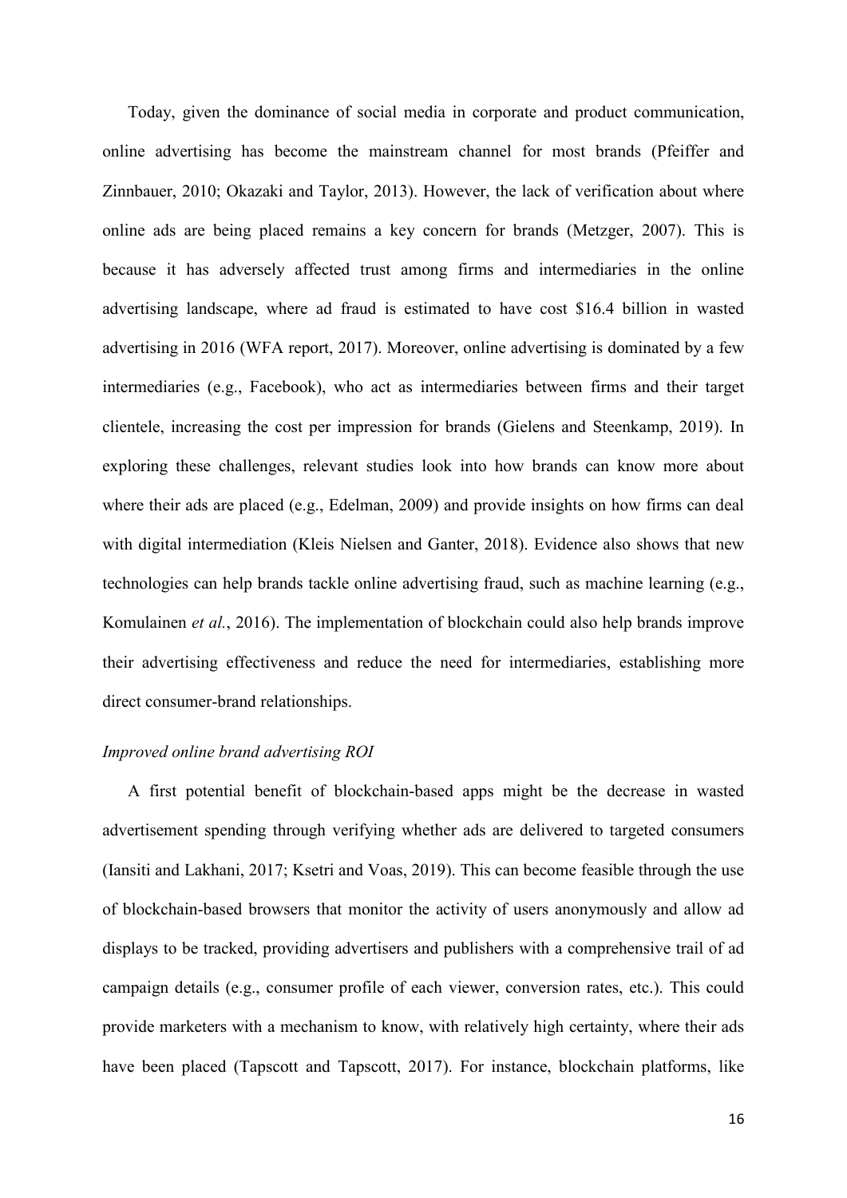Today, given the dominance of social media in corporate and product communication, online advertising has become the mainstream channel for most brands (Pfeiffer and Zinnbauer, 2010; Okazaki and Taylor, 2013). However, the lack of verification about where online ads are being placed remains a key concern for brands (Metzger, 2007). This is because it has adversely affected trust among firms and intermediaries in the online advertising landscape, where ad fraud is estimated to have cost $16.4 billion in wasted advertising in 2016 (WFA report, 2017). Moreover, online advertising is dominated by a few intermediaries (e.g., Facebook), who act as intermediaries between firms and their target clientele, increasing the cost per impression for brands (Gielens and Steenkamp, 2019). In exploring these challenges, relevant studies look into how brands can know more about where their ads are placed (e.g., Edelman, 2009) and provide insights on how firms can deal with digital intermediation (Kleis Nielsen and Ganter, 2018). Evidence also shows that new technologies can help brands tackle online advertising fraud, such as machine learning (e.g., Komulainen *et al.*, 2016). The implementation of blockchain could also help brands improve their advertising effectiveness and reduce the need for intermediaries, establishing more direct consumer-brand relationships.

*Improved online brand advertising ROI*

A first potential benefit of blockchain-based apps might be the decrease in wasted advertisement spending through verifying whether ads are delivered to targeted consumers (Iansiti and Lakhani, 2017; Ksetri and Voas, 2019). This can become feasible through the use of blockchain-based browsers that monitor the activity of users anonymously and allow ad displays to be tracked, providing advertisers and publishers with a comprehensive trail of ad campaign details (e.g., consumer profile of each viewer, conversion rates, etc.). This could provide marketers with a mechanism to know, with relatively high certainty, where their ads have been placed (Tapscott and Tapscott, 2017). For instance, blockchain platforms, like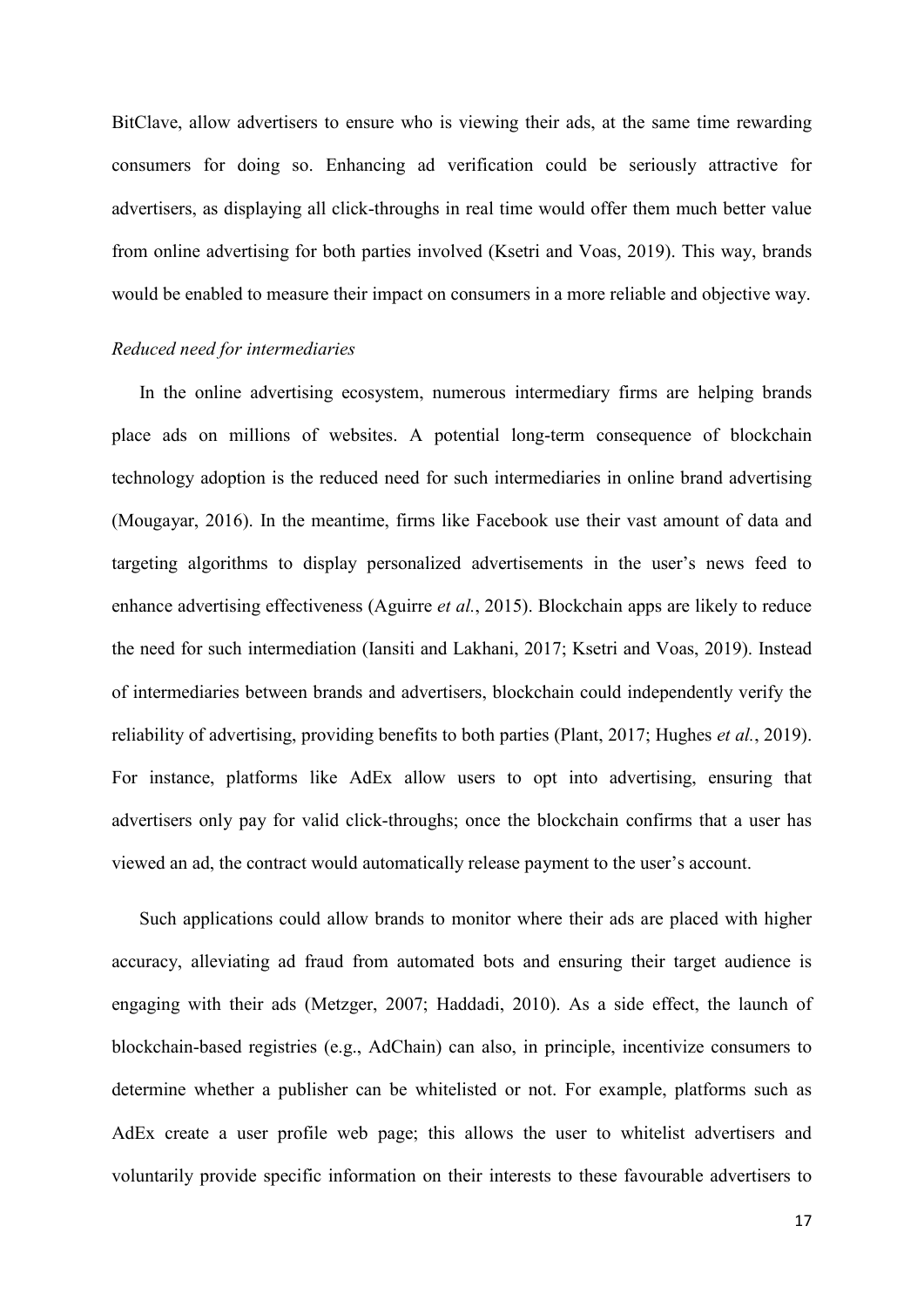BitClave, allow advertisers to ensure who is viewing their ads, at the same time rewarding consumers for doing so. Enhancing ad verification could be seriously attractive for advertisers, as displaying all click-throughs in real time would offer them much better value from online advertising for both parties involved (Ksetri and Voas, 2019). This way, brands would be enabled to measure their impact on consumers in a more reliable and objective way.

*Reduced need for intermediaries*

In the online advertising ecosystem, numerous intermediary firms are helping brands place ads on millions of websites. A potential long-term consequence of blockchain technology adoption is the reduced need for such intermediaries in online brand advertising (Mougayar, 2016). In the meantime, firms like Facebook use their vast amount of data and targeting algorithms to display personalized advertisements in the user's news feed to enhance advertising effectiveness (Aguirre *et al.*, 2015). Blockchain apps are likely to reduce the need for such intermediation (Iansiti and Lakhani, 2017; Ksetri and Voas, 2019). Instead of intermediaries between brands and advertisers, blockchain could independently verify the reliability of advertising, providing benefits to both parties (Plant, 2017; Hughes *et al.*, 2019). For instance, platforms like AdEx allow users to opt into advertising, ensuring that advertisers only pay for valid click-throughs; once the blockchain confirms that a user has viewed an ad, the contract would automatically release payment to the user's account.

Such applications could allow brands to monitor where their ads are placed with higher accuracy, alleviating ad fraud from automated bots and ensuring their target audience is engaging with their ads (Metzger, 2007; Haddadi, 2010). As a side effect, the launch of blockchain-based registries (e.g., AdChain) can also, in principle, incentivize consumers to determine whether a publisher can be whitelisted or not. For example, platforms such as AdEx create a user profile web page; this allows the user to whitelist advertisers and voluntarily provide specific information on their interests to these favourable advertisers to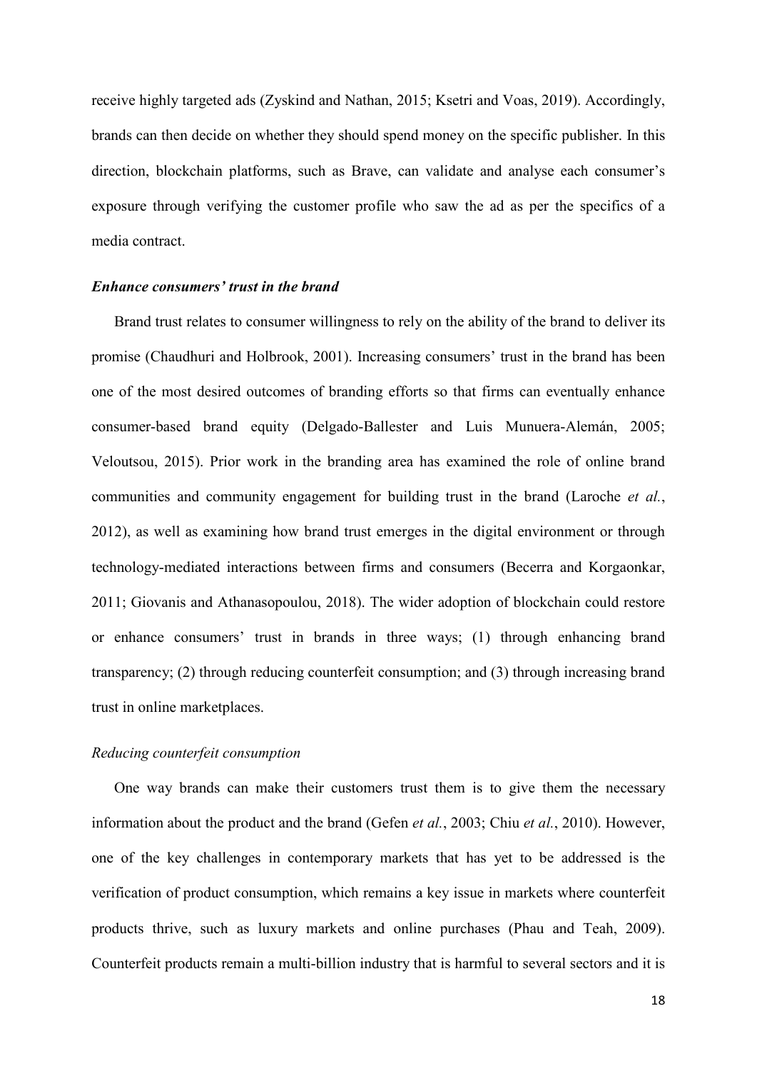receive highly targeted ads (Zyskind and Nathan, 2015; Ksetri and Voas, 2019). Accordingly, brands can then decide on whether they should spend money on the specific publisher. In this direction, blockchain platforms, such as Brave, can validate and analyse each consumer's exposure through verifying the customer profile who saw the ad as per the specifics of a media contract.

### ***Enhance consumers' trust in the brand***

Brand trust relates to consumer willingness to rely on the ability of the brand to deliver its promise (Chaudhuri and Holbrook, 2001). Increasing consumers' trust in the brand has been one of the most desired outcomes of branding efforts so that firms can eventually enhance consumer-based brand equity (Delgado-Ballester and Luis Munuera-Alemán, 2005; Veloutsou, 2015). Prior work in the branding area has examined the role of online brand communities and community engagement for building trust in the brand (Laroche *et al.*, 2012), as well as examining how brand trust emerges in the digital environment or through technology-mediated interactions between firms and consumers (Becerra and Korgaonkar, 2011; Giovanis and Athanasopoulou, 2018). The wider adoption of blockchain could restore or enhance consumers' trust in brands in three ways; (1) through enhancing brand transparency; (2) through reducing counterfeit consumption; and (3) through increasing brand trust in online marketplaces.

#### *Reducing counterfeit consumption*

One way brands can make their customers trust them is to give them the necessary information about the product and the brand (Gefen *et al.*, 2003; Chiu *et al.*, 2010). However, one of the key challenges in contemporary markets that has yet to be addressed is the verification of product consumption, which remains a key issue in markets where counterfeit products thrive, such as luxury markets and online purchases (Phau and Teah, 2009). Counterfeit products remain a multi-billion industry that is harmful to several sectors and it is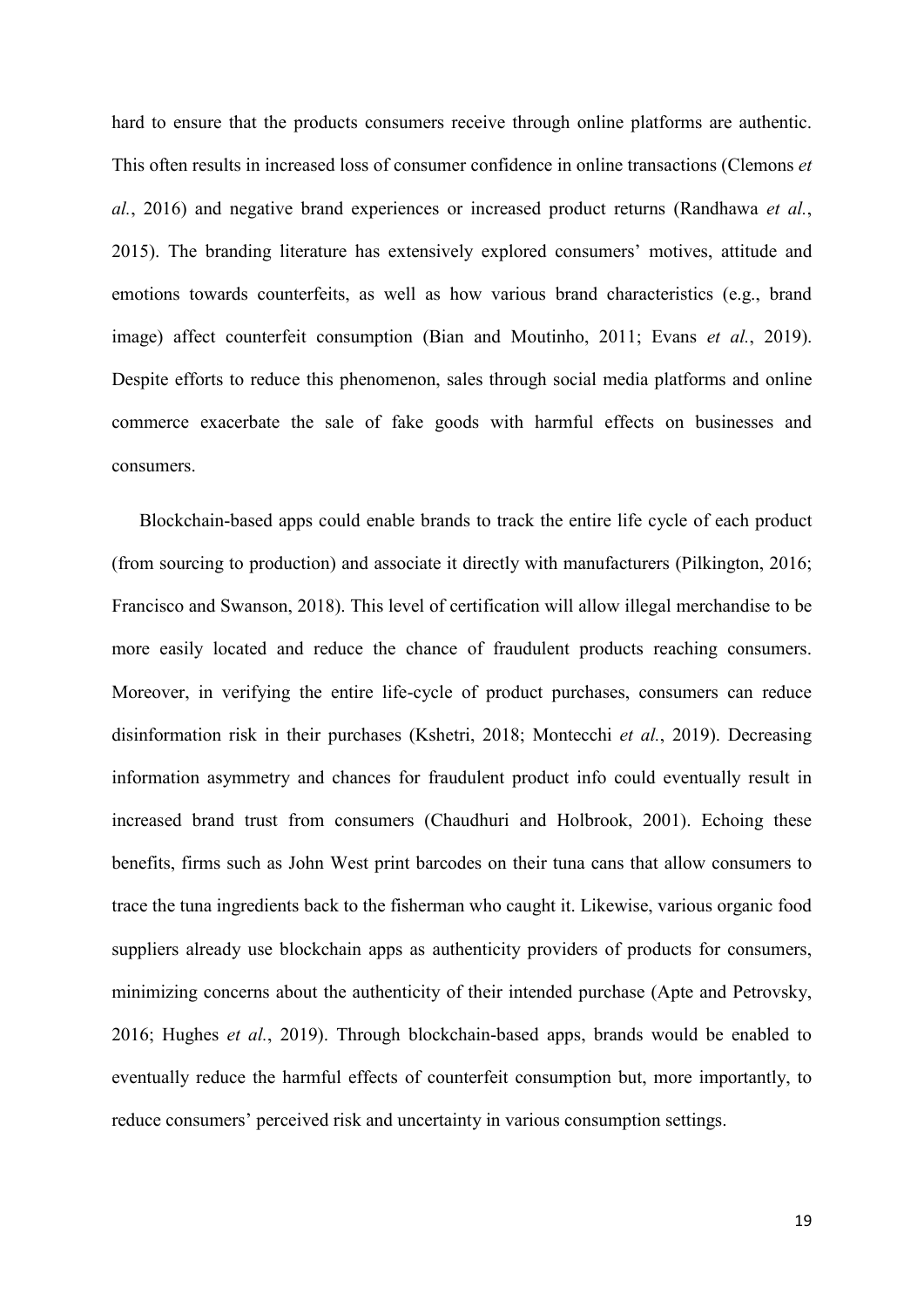hard to ensure that the products consumers receive through online platforms are authentic. This often results in increased loss of consumer confidence in online transactions (Clemons *et al.*, 2016) and negative brand experiences or increased product returns (Randhawa *et al.*, 2015). The branding literature has extensively explored consumers' motives, attitude and emotions towards counterfeits, as well as how various brand characteristics (e.g., brand image) affect counterfeit consumption (Bian and Moutinho, 2011; Evans *et al.*, 2019). Despite efforts to reduce this phenomenon, sales through social media platforms and online commerce exacerbate the sale of fake goods with harmful effects on businesses and consumers.

Blockchain-based apps could enable brands to track the entire life cycle of each product (from sourcing to production) and associate it directly with manufacturers (Pilkington, 2016; Francisco and Swanson, 2018). This level of certification will allow illegal merchandise to be more easily located and reduce the chance of fraudulent products reaching consumers. Moreover, in verifying the entire life-cycle of product purchases, consumers can reduce disinformation risk in their purchases (Kshetri, 2018; Montecchi *et al.*, 2019). Decreasing information asymmetry and chances for fraudulent product info could eventually result in increased brand trust from consumers (Chaudhuri and Holbrook, 2001). Echoing these benefits, firms such as John West print barcodes on their tuna cans that allow consumers to trace the tuna ingredients back to the fisherman who caught it. Likewise, various organic food suppliers already use blockchain apps as authenticity providers of products for consumers, minimizing concerns about the authenticity of their intended purchase (Apte and Petrovsky, 2016; Hughes *et al.*, 2019). Through blockchain-based apps, brands would be enabled to eventually reduce the harmful effects of counterfeit consumption but, more importantly, to reduce consumers' perceived risk and uncertainty in various consumption settings.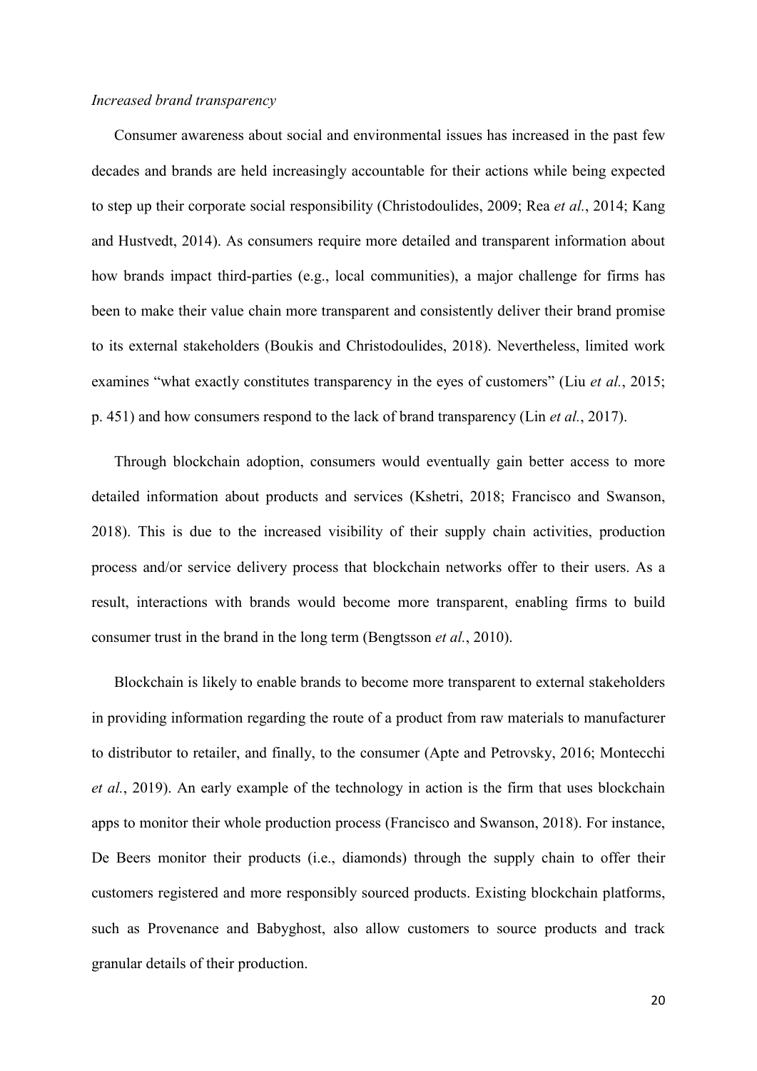*Increased brand transparency*

Consumer awareness about social and environmental issues has increased in the past few decades and brands are held increasingly accountable for their actions while being expected to step up their corporate social responsibility (Christodoulides, 2009; Rea *et al.*, 2014; Kang and Hustvedt, 2014). As consumers require more detailed and transparent information about how brands impact third-parties (e.g., local communities), a major challenge for firms has been to make their value chain more transparent and consistently deliver their brand promise to its external stakeholders (Boukis and Christodoulides, 2018). Nevertheless, limited work examines "what exactly constitutes transparency in the eyes of customers" (Liu *et al.*, 2015; p. 451) and how consumers respond to the lack of brand transparency (Lin *et al.*, 2017).

Through blockchain adoption, consumers would eventually gain better access to more detailed information about products and services (Kshetri, 2018; Francisco and Swanson, 2018). This is due to the increased visibility of their supply chain activities, production process and/or service delivery process that blockchain networks offer to their users. As a result, interactions with brands would become more transparent, enabling firms to build consumer trust in the brand in the long term (Bengtsson *et al.*, 2010).

Blockchain is likely to enable brands to become more transparent to external stakeholders in providing information regarding the route of a product from raw materials to manufacturer to distributor to retailer, and finally, to the consumer (Apte and Petrovsky, 2016; Montecchi *et al.*, 2019). An early example of the technology in action is the firm that uses blockchain apps to monitor their whole production process (Francisco and Swanson, 2018). For instance, De Beers monitor their products (i.e., diamonds) through the supply chain to offer their customers registered and more responsibly sourced products. Existing blockchain platforms, such as Provenance and Babyghost, also allow customers to source products and track granular details of their production.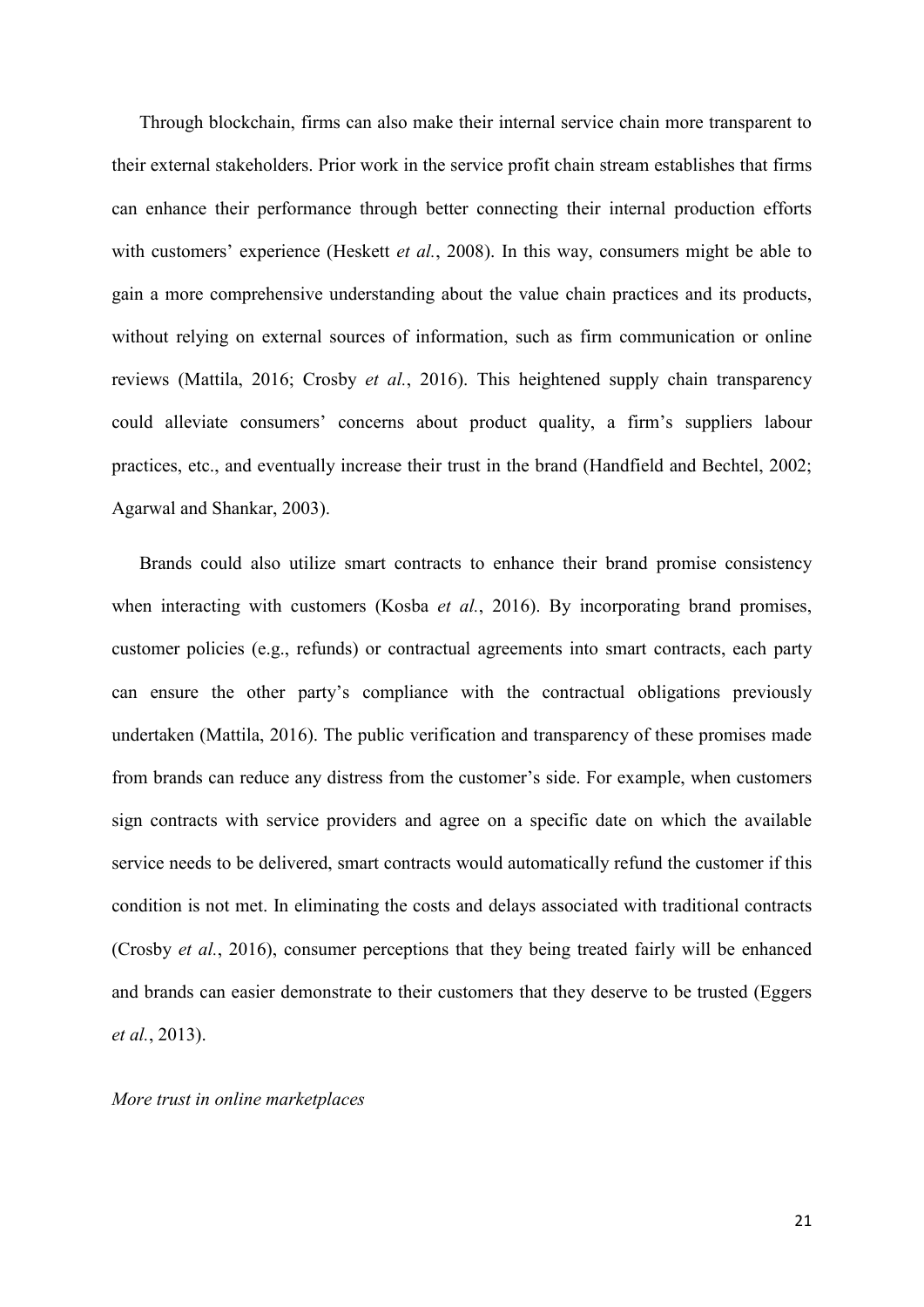Through blockchain, firms can also make their internal service chain more transparent to their external stakeholders. Prior work in the service profit chain stream establishes that firms can enhance their performance through better connecting their internal production efforts with customers' experience (Heskett *et al.*, 2008). In this way, consumers might be able to gain a more comprehensive understanding about the value chain practices and its products, without relying on external sources of information, such as firm communication or online reviews (Mattila, 2016; Crosby *et al.*, 2016). This heightened supply chain transparency could alleviate consumers' concerns about product quality, a firm's suppliers labour practices, etc., and eventually increase their trust in the brand (Handfield and Bechtel, 2002; Agarwal and Shankar, 2003).

Brands could also utilize smart contracts to enhance their brand promise consistency when interacting with customers (Kosba *et al.*, 2016). By incorporating brand promises, customer policies (e.g., refunds) or contractual agreements into smart contracts, each party can ensure the other party's compliance with the contractual obligations previously undertaken (Mattila, 2016). The public verification and transparency of these promises made from brands can reduce any distress from the customer's side. For example, when customers sign contracts with service providers and agree on a specific date on which the available service needs to be delivered, smart contracts would automatically refund the customer if this condition is not met. In eliminating the costs and delays associated with traditional contracts (Crosby *et al.*, 2016), consumer perceptions that they being treated fairly will be enhanced and brands can easier demonstrate to their customers that they deserve to be trusted (Eggers *et al.*, 2013).

*More trust in online marketplaces*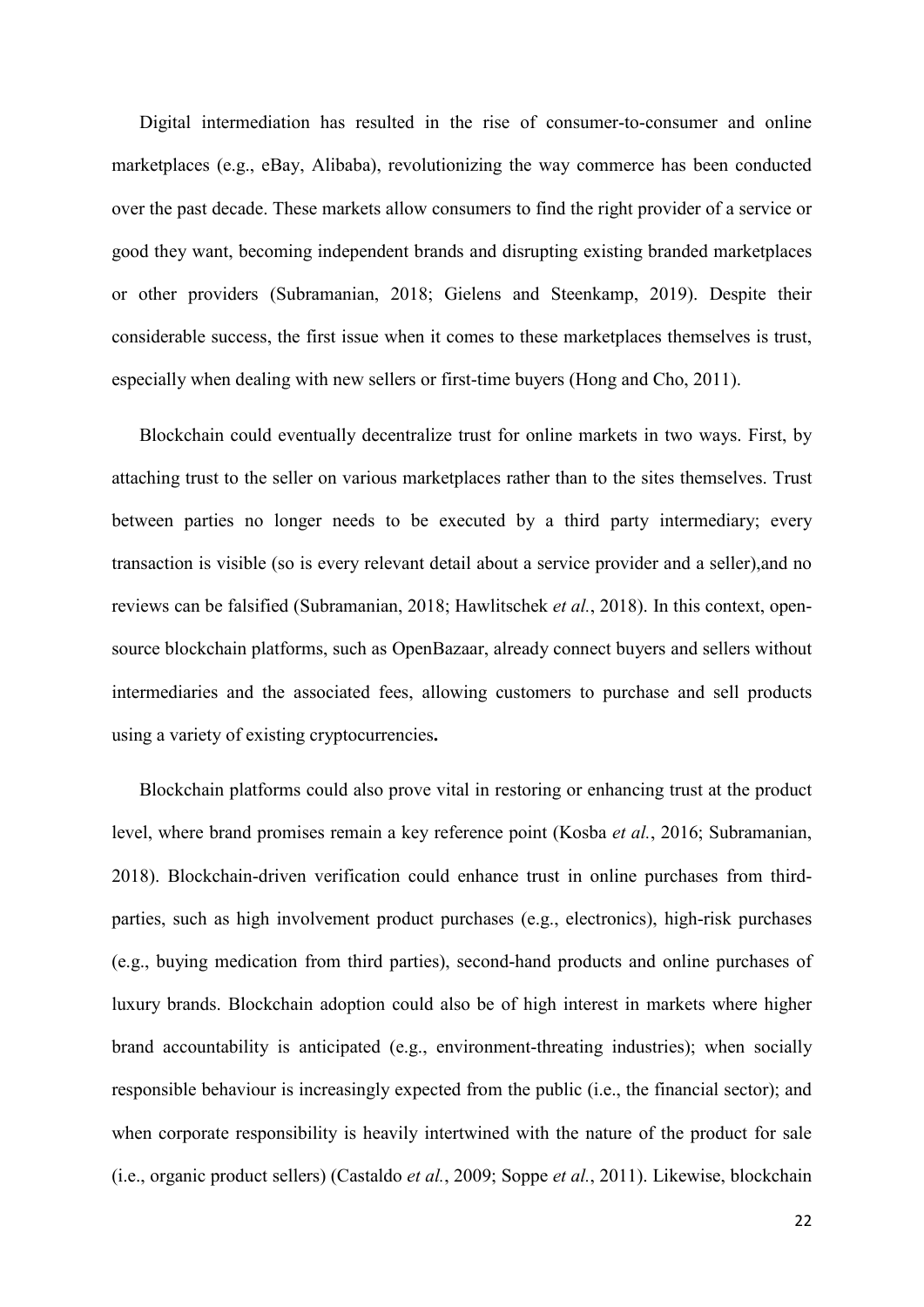Digital intermediation has resulted in the rise of consumer-to-consumer and online marketplaces (e.g., eBay, Alibaba), revolutionizing the way commerce has been conducted over the past decade. These markets allow consumers to find the right provider of a service or good they want, becoming independent brands and disrupting existing branded marketplaces or other providers (Subramanian, 2018; Gielens and Steenkamp, 2019). Despite their considerable success, the first issue when it comes to these marketplaces themselves is trust, especially when dealing with new sellers or first-time buyers (Hong and Cho, 2011).

Blockchain could eventually decentralize trust for online markets in two ways. First, by attaching trust to the seller on various marketplaces rather than to the sites themselves. Trust between parties no longer needs to be executed by a third party intermediary; every transaction is visible (so is every relevant detail about a service provider and a seller),and no reviews can be falsified (Subramanian, 2018; Hawlitschek *et al.*, 2018). In this context, open-source blockchain platforms, such as OpenBazaar, already connect buyers and sellers without intermediaries and the associated fees, allowing customers to purchase and sell products using a variety of existing cryptocurrencies**.**

Blockchain platforms could also prove vital in restoring or enhancing trust at the product level, where brand promises remain a key reference point (Kosba *et al.*, 2016; Subramanian, 2018). Blockchain-driven verification could enhance trust in online purchases from third-parties, such as high involvement product purchases (e.g., electronics), high-risk purchases (e.g., buying medication from third parties), second-hand products and online purchases of luxury brands. Blockchain adoption could also be of high interest in markets where higher brand accountability is anticipated (e.g., environment-threating industries); when socially responsible behaviour is increasingly expected from the public (i.e., the financial sector); and when corporate responsibility is heavily intertwined with the nature of the product for sale (i.e., organic product sellers) (Castaldo *et al.*, 2009; Soppe *et al.*, 2011). Likewise, blockchain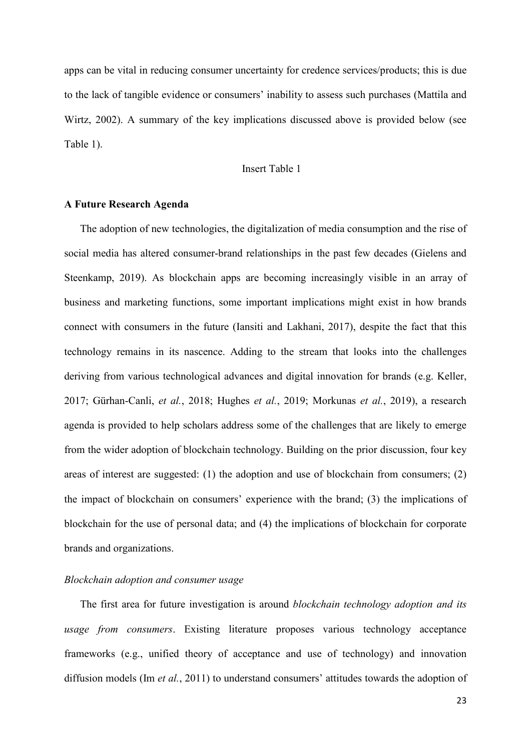apps can be vital in reducing consumer uncertainty for credence services/products; this is due to the lack of tangible evidence or consumers' inability to assess such purchases (Mattila and Wirtz, 2002). A summary of the key implications discussed above is provided below (see Table 1).

Insert Table 1

**A Future Research Agenda**

The adoption of new technologies, the digitalization of media consumption and the rise of social media has altered consumer-brand relationships in the past few decades (Gielens and Steenkamp, 2019). As blockchain apps are becoming increasingly visible in an array of business and marketing functions, some important implications might exist in how brands connect with consumers in the future (Iansiti and Lakhani, 2017), despite the fact that this technology remains in its nascence. Adding to the stream that looks into the challenges deriving from various technological advances and digital innovation for brands (e.g. Keller, 2017; Gürhan-Canli, *et al.*, 2018; Hughes *et al.*, 2019; Morkunas *et al.*, 2019), a research agenda is provided to help scholars address some of the challenges that are likely to emerge from the wider adoption of blockchain technology. Building on the prior discussion, four key areas of interest are suggested: (1) the adoption and use of blockchain from consumers; (2) the impact of blockchain on consumers' experience with the brand; (3) the implications of blockchain for the use of personal data; and (4) the implications of blockchain for corporate brands and organizations.

*Blockchain adoption and consumer usage*

The first area for future investigation is around *blockchain technology adoption and its usage from consumers*. Existing literature proposes various technology acceptance frameworks (e.g., unified theory of acceptance and use of technology) and innovation diffusion models (Im *et al.*, 2011) to understand consumers' attitudes towards the adoption of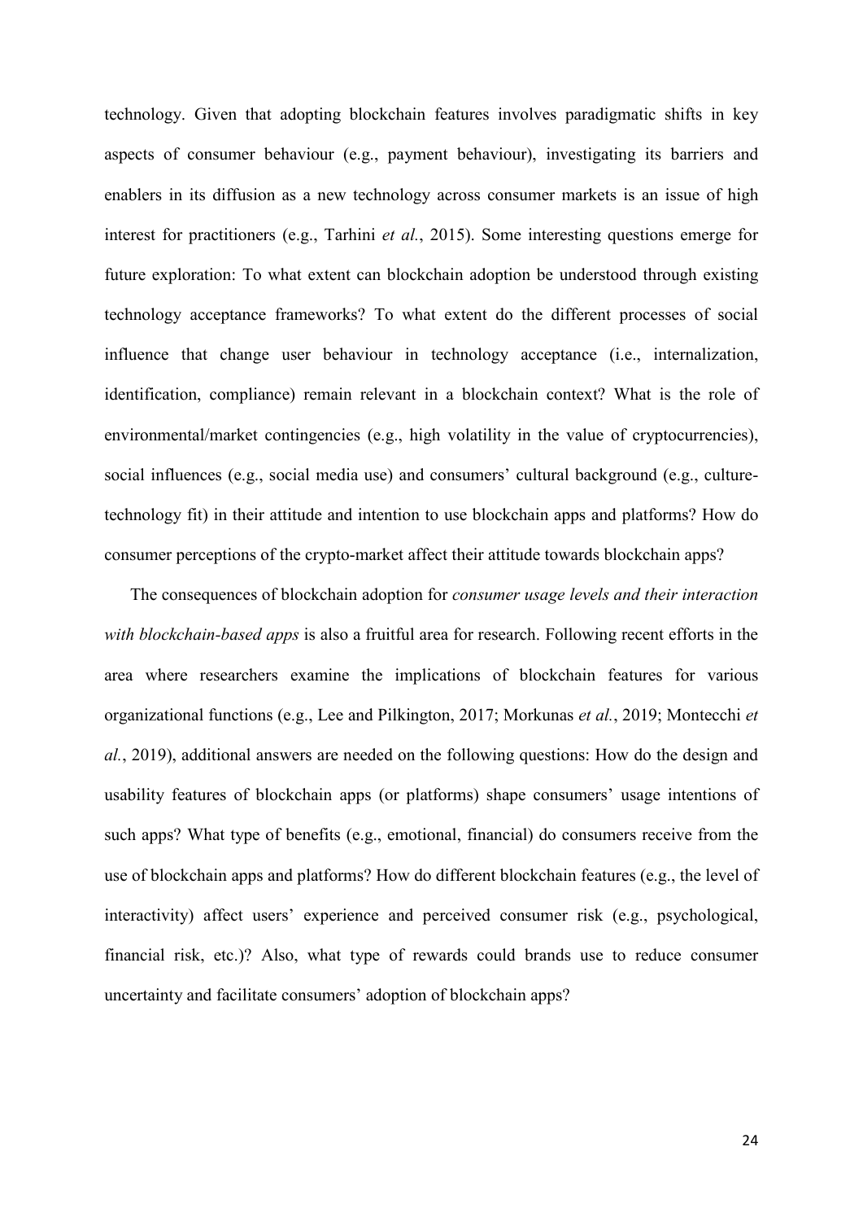technology. Given that adopting blockchain features involves paradigmatic shifts in key aspects of consumer behaviour (e.g., payment behaviour), investigating its barriers and enablers in its diffusion as a new technology across consumer markets is an issue of high interest for practitioners (e.g., Tarhini *et al.*, 2015). Some interesting questions emerge for future exploration: To what extent can blockchain adoption be understood through existing technology acceptance frameworks? To what extent do the different processes of social influence that change user behaviour in technology acceptance (i.e., internalization, identification, compliance) remain relevant in a blockchain context? What is the role of environmental/market contingencies (e.g., high volatility in the value of cryptocurrencies), social influences (e.g., social media use) and consumers' cultural background (e.g., culture-technology fit) in their attitude and intention to use blockchain apps and platforms? How do consumer perceptions of the crypto-market affect their attitude towards blockchain apps?

The consequences of blockchain adoption for *consumer usage levels and their interaction with blockchain-based apps* is also a fruitful area for research. Following recent efforts in the area where researchers examine the implications of blockchain features for various organizational functions (e.g., Lee and Pilkington, 2017; Morkunas *et al.*, 2019; Montecchi *et al.*, 2019), additional answers are needed on the following questions: How do the design and usability features of blockchain apps (or platforms) shape consumers' usage intentions of such apps? What type of benefits (e.g., emotional, financial) do consumers receive from the use of blockchain apps and platforms? How do different blockchain features (e.g., the level of interactivity) affect users' experience and perceived consumer risk (e.g., psychological, financial risk, etc.)? Also, what type of rewards could brands use to reduce consumer uncertainty and facilitate consumers' adoption of blockchain apps?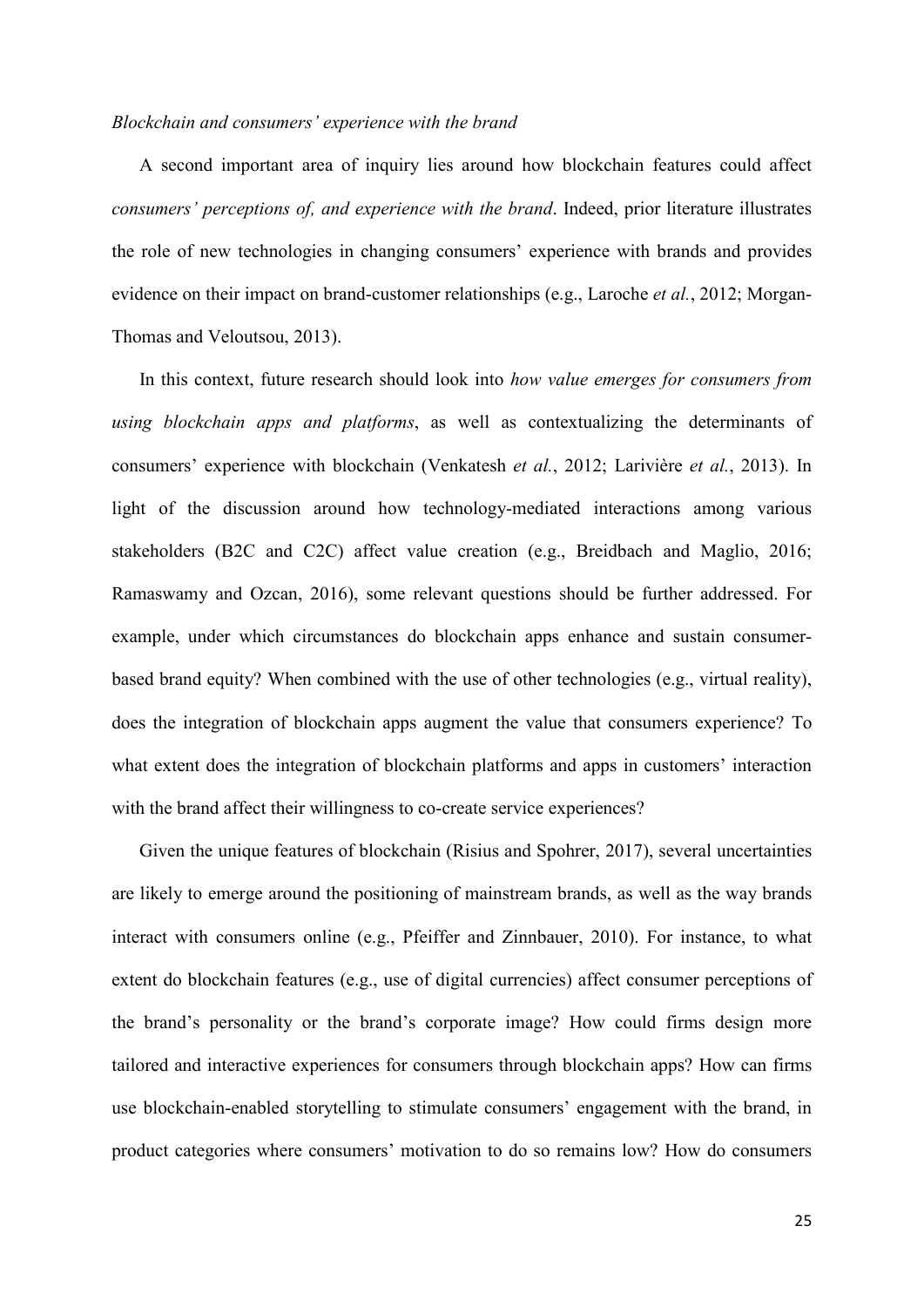### *Blockchain and consumers' experience with the brand*

A second important area of inquiry lies around how blockchain features could affect *consumers' perceptions of, and experience with the brand*. Indeed, prior literature illustrates the role of new technologies in changing consumers' experience with brands and provides evidence on their impact on brand-customer relationships (e.g., Laroche *et al.*, 2012; Morgan-Thomas and Veloutsou, 2013).

In this context, future research should look into *how value emerges for consumers from using blockchain apps and platforms*, as well as contextualizing the determinants of consumers' experience with blockchain (Venkatesh *et al.*, 2012; Larivière *et al.*, 2013). In light of the discussion around how technology-mediated interactions among various stakeholders (B2C and C2C) affect value creation (e.g., Breidbach and Maglio, 2016; Ramaswamy and Ozcan, 2016), some relevant questions should be further addressed. For example, under which circumstances do blockchain apps enhance and sustain consumer-based brand equity? When combined with the use of other technologies (e.g., virtual reality), does the integration of blockchain apps augment the value that consumers experience? To what extent does the integration of blockchain platforms and apps in customers' interaction with the brand affect their willingness to co-create service experiences?

Given the unique features of blockchain (Risius and Spohrer, 2017), several uncertainties are likely to emerge around the positioning of mainstream brands, as well as the way brands interact with consumers online (e.g., Pfeiffer and Zinnbauer, 2010). For instance, to what extent do blockchain features (e.g., use of digital currencies) affect consumer perceptions of the brand's personality or the brand's corporate image? How could firms design more tailored and interactive experiences for consumers through blockchain apps? How can firms use blockchain-enabled storytelling to stimulate consumers' engagement with the brand, in product categories where consumers' motivation to do so remains low? How do consumers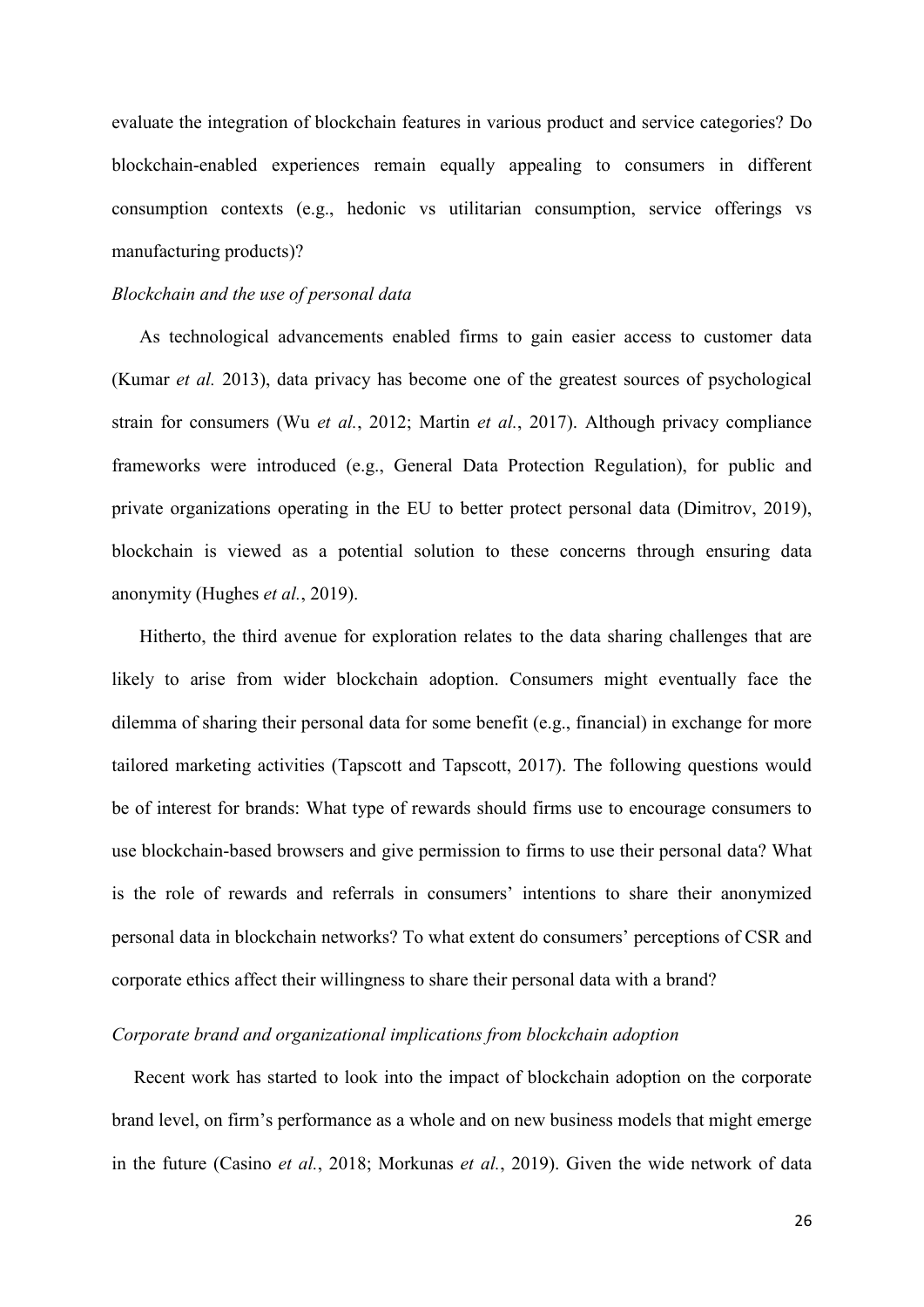evaluate the integration of blockchain features in various product and service categories? Do blockchain-enabled experiences remain equally appealing to consumers in different consumption contexts (e.g., hedonic vs utilitarian consumption, service offerings vs manufacturing products)?

*Blockchain and the use of personal data*

As technological advancements enabled firms to gain easier access to customer data (Kumar *et al.* 2013), data privacy has become one of the greatest sources of psychological strain for consumers (Wu *et al.*, 2012; Martin *et al.*, 2017). Although privacy compliance frameworks were introduced (e.g., General Data Protection Regulation), for public and private organizations operating in the EU to better protect personal data (Dimitrov, 2019), blockchain is viewed as a potential solution to these concerns through ensuring data anonymity (Hughes *et al.*, 2019).

Hitherto, the third avenue for exploration relates to the data sharing challenges that are likely to arise from wider blockchain adoption. Consumers might eventually face the dilemma of sharing their personal data for some benefit (e.g., financial) in exchange for more tailored marketing activities (Tapscott and Tapscott, 2017). The following questions would be of interest for brands: What type of rewards should firms use to encourage consumers to use blockchain-based browsers and give permission to firms to use their personal data? What is the role of rewards and referrals in consumers' intentions to share their anonymized personal data in blockchain networks? To what extent do consumers' perceptions of CSR and corporate ethics affect their willingness to share their personal data with a brand?

*Corporate brand and organizational implications from blockchain adoption*

Recent work has started to look into the impact of blockchain adoption on the corporate brand level, on firm's performance as a whole and on new business models that might emerge in the future (Casino *et al.*, 2018; Morkunas *et al.*, 2019). Given the wide network of data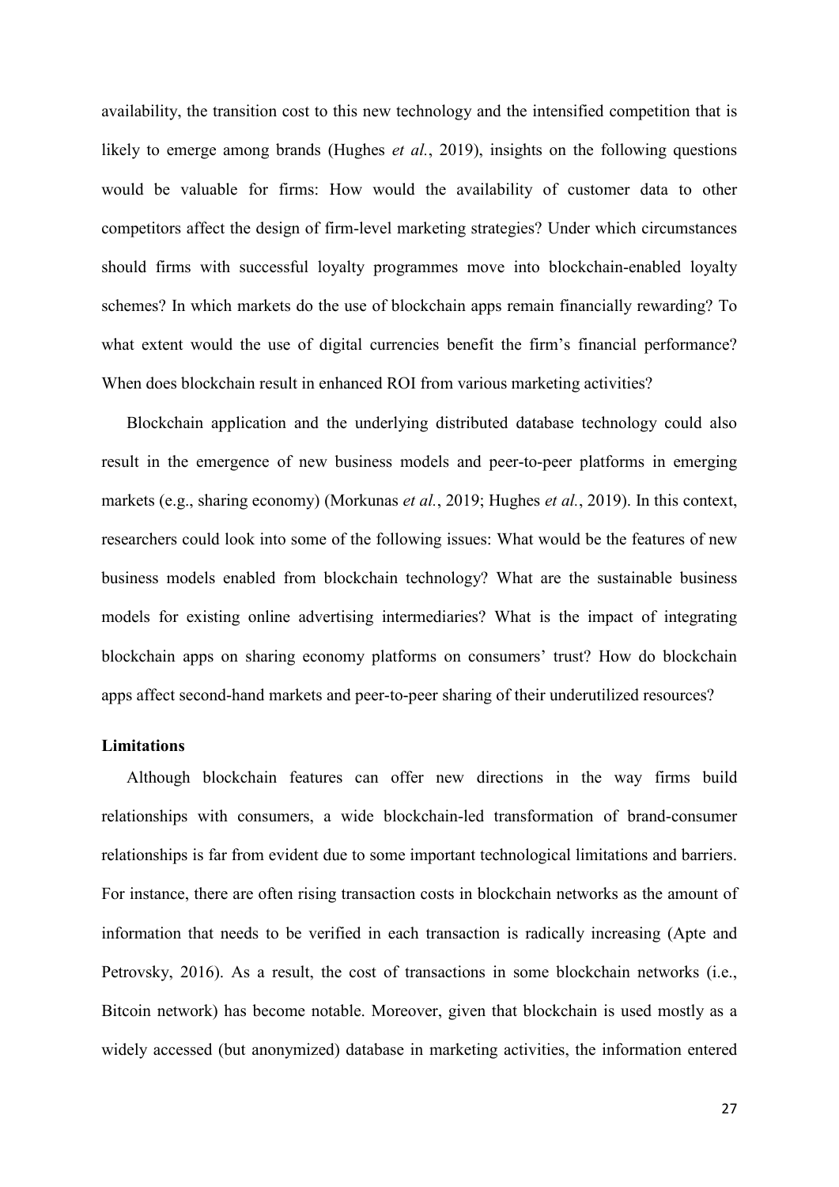availability, the transition cost to this new technology and the intensified competition that is likely to emerge among brands (Hughes *et al.*, 2019), insights on the following questions would be valuable for firms: How would the availability of customer data to other competitors affect the design of firm-level marketing strategies? Under which circumstances should firms with successful loyalty programmes move into blockchain-enabled loyalty schemes? In which markets do the use of blockchain apps remain financially rewarding? To what extent would the use of digital currencies benefit the firm's financial performance? When does blockchain result in enhanced ROI from various marketing activities?

Blockchain application and the underlying distributed database technology could also result in the emergence of new business models and peer-to-peer platforms in emerging markets (e.g., sharing economy) (Morkunas *et al.*, 2019; Hughes *et al.*, 2019). In this context, researchers could look into some of the following issues: What would be the features of new business models enabled from blockchain technology? What are the sustainable business models for existing online advertising intermediaries? What is the impact of integrating blockchain apps on sharing economy platforms on consumers' trust? How do blockchain apps affect second-hand markets and peer-to-peer sharing of their underutilized resources?

**Limitations**

Although blockchain features can offer new directions in the way firms build relationships with consumers, a wide blockchain-led transformation of brand-consumer relationships is far from evident due to some important technological limitations and barriers. For instance, there are often rising transaction costs in blockchain networks as the amount of information that needs to be verified in each transaction is radically increasing (Apte and Petrovsky, 2016). As a result, the cost of transactions in some blockchain networks (i.e., Bitcoin network) has become notable. Moreover, given that blockchain is used mostly as a widely accessed (but anonymized) database in marketing activities, the information entered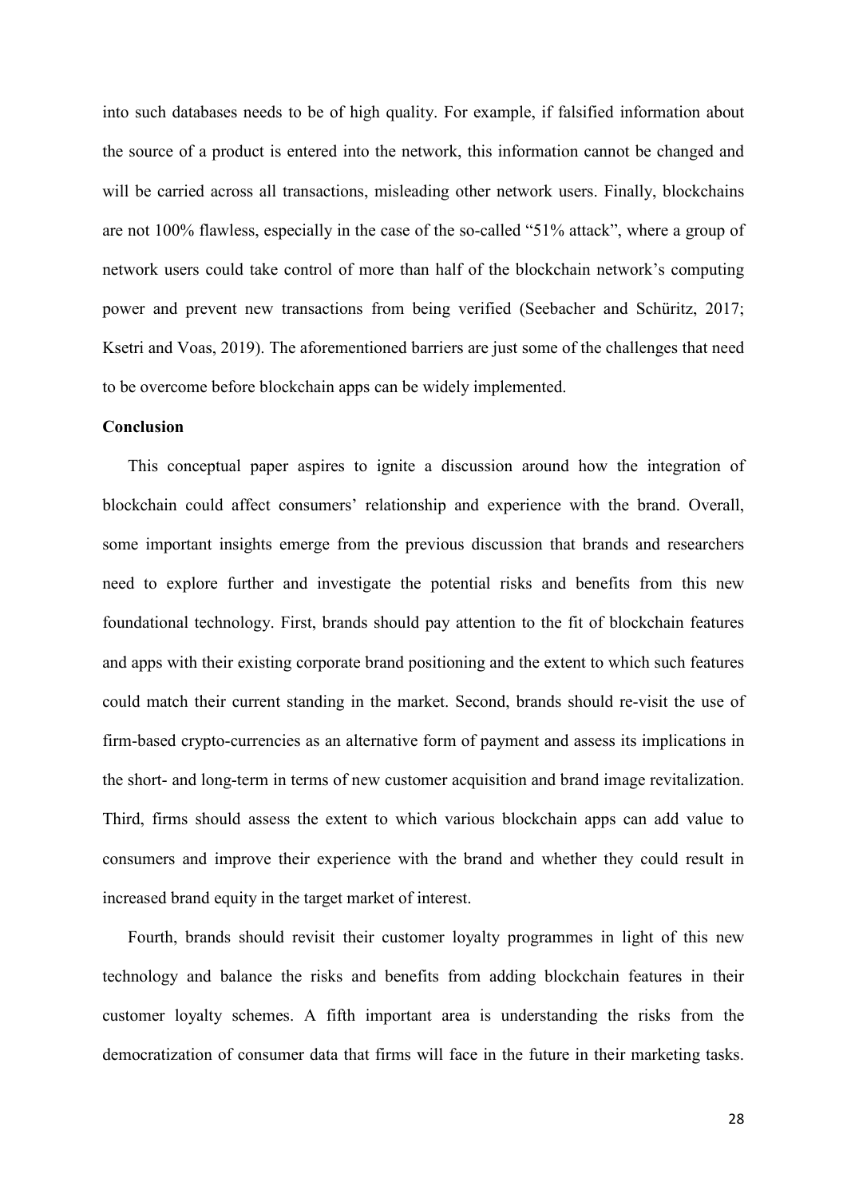into such databases needs to be of high quality. For example, if falsified information about the source of a product is entered into the network, this information cannot be changed and will be carried across all transactions, misleading other network users. Finally, blockchains are not 100% flawless, especially in the case of the so-called "51% attack", where a group of network users could take control of more than half of the blockchain network's computing power and prevent new transactions from being verified (Seebacher and Schüritz, 2017; Ksetri and Voas, 2019). The aforementioned barriers are just some of the challenges that need to be overcome before blockchain apps can be widely implemented.

## Conclusion

This conceptual paper aspires to ignite a discussion around how the integration of blockchain could affect consumers' relationship and experience with the brand. Overall, some important insights emerge from the previous discussion that brands and researchers need to explore further and investigate the potential risks and benefits from this new foundational technology. First, brands should pay attention to the fit of blockchain features and apps with their existing corporate brand positioning and the extent to which such features could match their current standing in the market. Second, brands should re-visit the use of firm-based crypto-currencies as an alternative form of payment and assess its implications in the short- and long-term in terms of new customer acquisition and brand image revitalization. Third, firms should assess the extent to which various blockchain apps can add value to consumers and improve their experience with the brand and whether they could result in increased brand equity in the target market of interest.

Fourth, brands should revisit their customer loyalty programmes in light of this new technology and balance the risks and benefits from adding blockchain features in their customer loyalty schemes. A fifth important area is understanding the risks from the democratization of consumer data that firms will face in the future in their marketing tasks.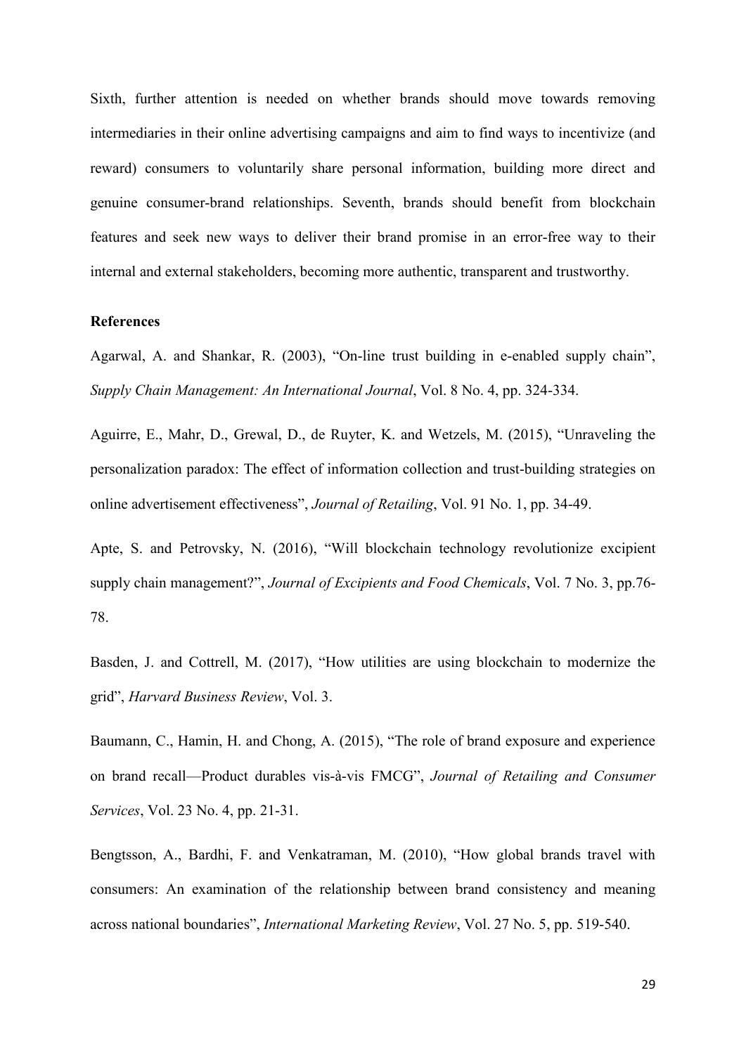Sixth, further attention is needed on whether brands should move towards removing intermediaries in their online advertising campaigns and aim to find ways to incentivize (and reward) consumers to voluntarily share personal information, building more direct and genuine consumer-brand relationships. Seventh, brands should benefit from blockchain features and seek new ways to deliver their brand promise in an error-free way to their internal and external stakeholders, becoming more authentic, transparent and trustworthy.

**References**

Agarwal, A. and Shankar, R. (2003), "On-line trust building in e-enabled supply chain", *Supply Chain Management: An International Journal*, Vol. 8 No. 4, pp. 324-334.

Aguirre, E., Mahr, D., Grewal, D., de Ruyter, K. and Wetzels, M. (2015), "Unraveling the personalization paradox: The effect of information collection and trust-building strategies on online advertisement effectiveness", *Journal of Retailing*, Vol. 91 No. 1, pp. 34-49.

Apte, S. and Petrovsky, N. (2016), "Will blockchain technology revolutionize excipient supply chain management?", *Journal of Excipients and Food Chemicals*, Vol. 7 No. 3, pp.76-78.

Basden, J. and Cottrell, M. (2017), "How utilities are using blockchain to modernize the grid", *Harvard Business Review*, Vol. 3.

Baumann, C., Hamin, H. and Chong, A. (2015), "The role of brand exposure and experience on brand recall—Product durables vis-à-vis FMCG", *Journal of Retailing and Consumer Services*, Vol. 23 No. 4, pp. 21-31.

Bengtsson, A., Bardhi, F. and Venkatraman, M. (2010), "How global brands travel with consumers: An examination of the relationship between brand consistency and meaning across national boundaries", *International Marketing Review*, Vol. 27 No. 5, pp. 519-540.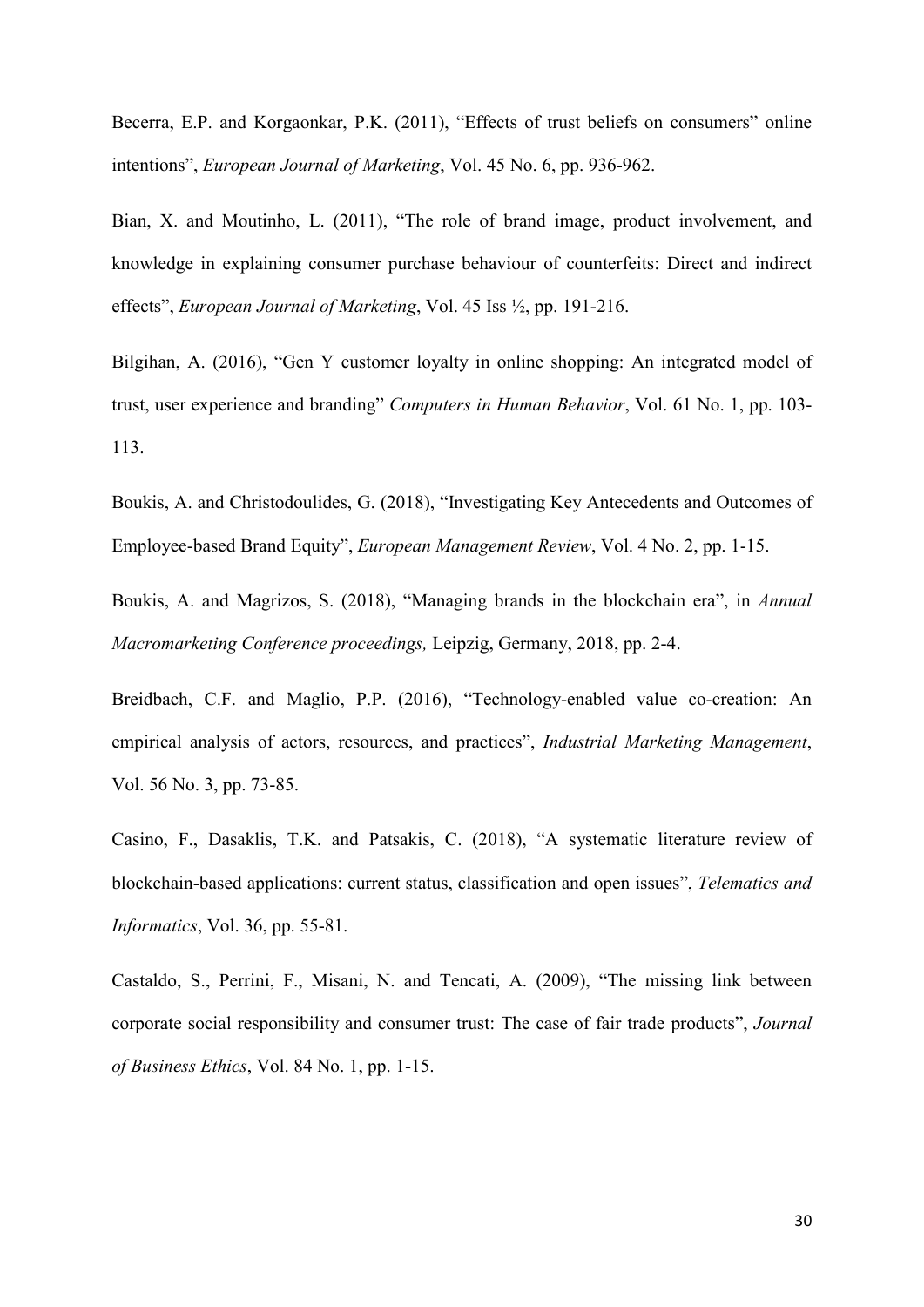Becerra, E.P. and Korgaonkar, P.K. (2011), "Effects of trust beliefs on consumers" online intentions", *European Journal of Marketing*, Vol. 45 No. 6, pp. 936-962.

Bian, X. and Moutinho, L. (2011), "The role of brand image, product involvement, and knowledge in explaining consumer purchase behaviour of counterfeits: Direct and indirect effects", *European Journal of Marketing*, Vol. 45 Iss ½, pp. 191-216.

Bilgihan, A. (2016), "Gen Y customer loyalty in online shopping: An integrated model of trust, user experience and branding" *Computers in Human Behavior*, Vol. 61 No. 1, pp. 103-113.

Boukis, A. and Christodoulides, G. (2018), "Investigating Key Antecedents and Outcomes of Employee-based Brand Equity", *European Management Review*, Vol. 4 No. 2, pp. 1-15.

Boukis, A. and Magrizos, S. (2018), "Managing brands in the blockchain era", in *Annual Macromarketing Conference proceedings,* Leipzig, Germany, 2018, pp. 2-4.

Breidbach, C.F. and Maglio, P.P. (2016), "Technology-enabled value co-creation: An empirical analysis of actors, resources, and practices", *Industrial Marketing Management*, Vol. 56 No. 3, pp. 73-85.

Casino, F., Dasaklis, T.K. and Patsakis, C. (2018), "A systematic literature review of blockchain-based applications: current status, classification and open issues", *Telematics and Informatics*, Vol. 36, pp. 55-81.

Castaldo, S., Perrini, F., Misani, N. and Tencati, A. (2009), "The missing link between corporate social responsibility and consumer trust: The case of fair trade products", *Journal of Business Ethics*, Vol. 84 No. 1, pp. 1-15.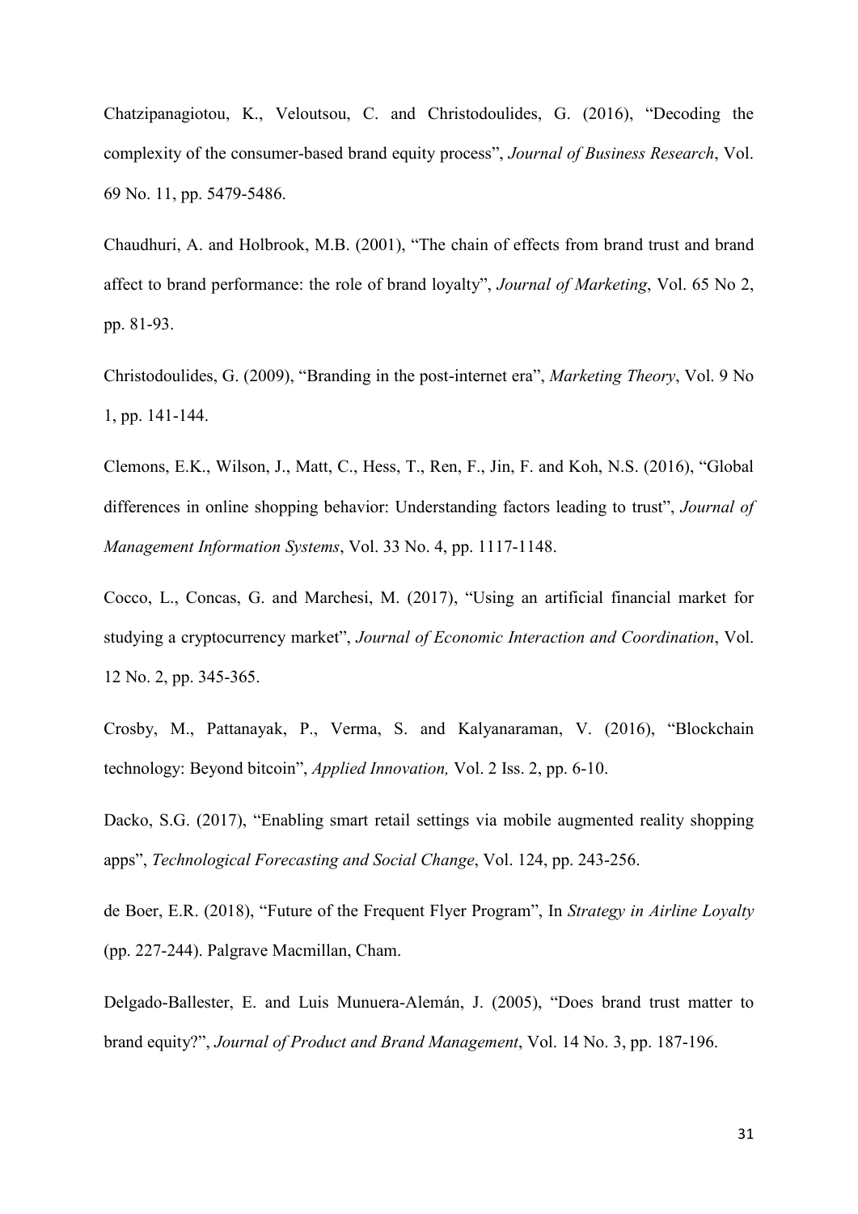Chatzipanagiotou, K., Veloutsou, C. and Christodoulides, G. (2016), "Decoding the complexity of the consumer-based brand equity process", *Journal of Business Research*, Vol. 69 No. 11, pp. 5479-5486.

Chaudhuri, A. and Holbrook, M.B. (2001), "The chain of effects from brand trust and brand affect to brand performance: the role of brand loyalty", *Journal of Marketing*, Vol. 65 No 2, pp. 81-93.

Christodoulides, G. (2009), "Branding in the post-internet era", *Marketing Theory*, Vol. 9 No 1, pp. 141-144.

Clemons, E.K., Wilson, J., Matt, C., Hess, T., Ren, F., Jin, F. and Koh, N.S. (2016), "Global differences in online shopping behavior: Understanding factors leading to trust", *Journal of Management Information Systems*, Vol. 33 No. 4, pp. 1117-1148.

Cocco, L., Concas, G. and Marchesi, M. (2017), "Using an artificial financial market for studying a cryptocurrency market", *Journal of Economic Interaction and Coordination*, Vol. 12 No. 2, pp. 345-365.

Crosby, M., Pattanayak, P., Verma, S. and Kalyanaraman, V. (2016), "Blockchain technology: Beyond bitcoin", *Applied Innovation,* Vol. 2 Iss. 2, pp. 6-10.

Dacko, S.G. (2017), "Enabling smart retail settings via mobile augmented reality shopping apps", *Technological Forecasting and Social Change*, Vol. 124, pp. 243-256.

de Boer, E.R. (2018), "Future of the Frequent Flyer Program", In *Strategy in Airline Loyalty* (pp. 227-244). Palgrave Macmillan, Cham.

Delgado-Ballester, E. and Luis Munuera-Alemán, J. (2005), "Does brand trust matter to brand equity?", *Journal of Product and Brand Management*, Vol. 14 No. 3, pp. 187-196.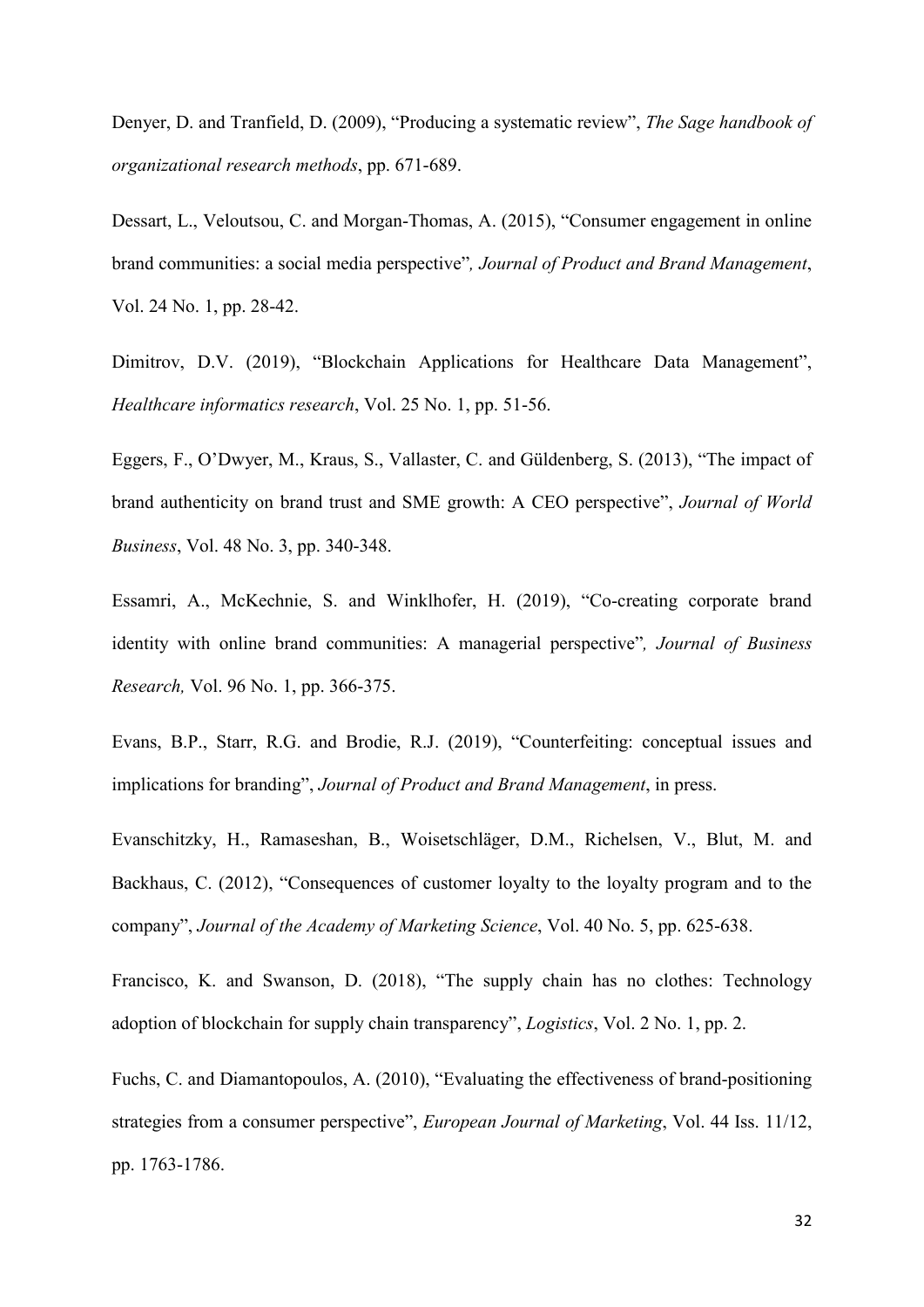Denyer, D. and Tranfield, D. (2009), "Producing a systematic review", *The Sage handbook of organizational research methods*, pp. 671-689.

Dessart, L., Veloutsou, C. and Morgan-Thomas, A. (2015), "Consumer engagement in online brand communities: a social media perspective", *Journal of Product and Brand Management*, Vol. 24 No. 1, pp. 28-42.

Dimitrov, D.V. (2019), "Blockchain Applications for Healthcare Data Management", *Healthcare informatics research*, Vol. 25 No. 1, pp. 51-56.

Eggers, F., O'Dwyer, M., Kraus, S., Vallaster, C. and Güldenberg, S. (2013), "The impact of brand authenticity on brand trust and SME growth: A CEO perspective", *Journal of World Business*, Vol. 48 No. 3, pp. 340-348.

Essamri, A., McKechnie, S. and Winklhofer, H. (2019), "Co-creating corporate brand identity with online brand communities: A managerial perspective", *Journal of Business Research,* Vol. 96 No. 1, pp. 366-375.

Evans, B.P., Starr, R.G. and Brodie, R.J. (2019), "Counterfeiting: conceptual issues and implications for branding", *Journal of Product and Brand Management*, in press.

Evanschitzky, H., Ramaseshan, B., Woisetschläger, D.M., Richelsen, V., Blut, M. and Backhaus, C. (2012), "Consequences of customer loyalty to the loyalty program and to the company", *Journal of the Academy of Marketing Science*, Vol. 40 No. 5, pp. 625-638.

Francisco, K. and Swanson, D. (2018), "The supply chain has no clothes: Technology adoption of blockchain for supply chain transparency", *Logistics*, Vol. 2 No. 1, pp. 2.

Fuchs, C. and Diamantopoulos, A. (2010), "Evaluating the effectiveness of brand-positioning strategies from a consumer perspective", *European Journal of Marketing*, Vol. 44 Iss. 11/12, pp. 1763-1786.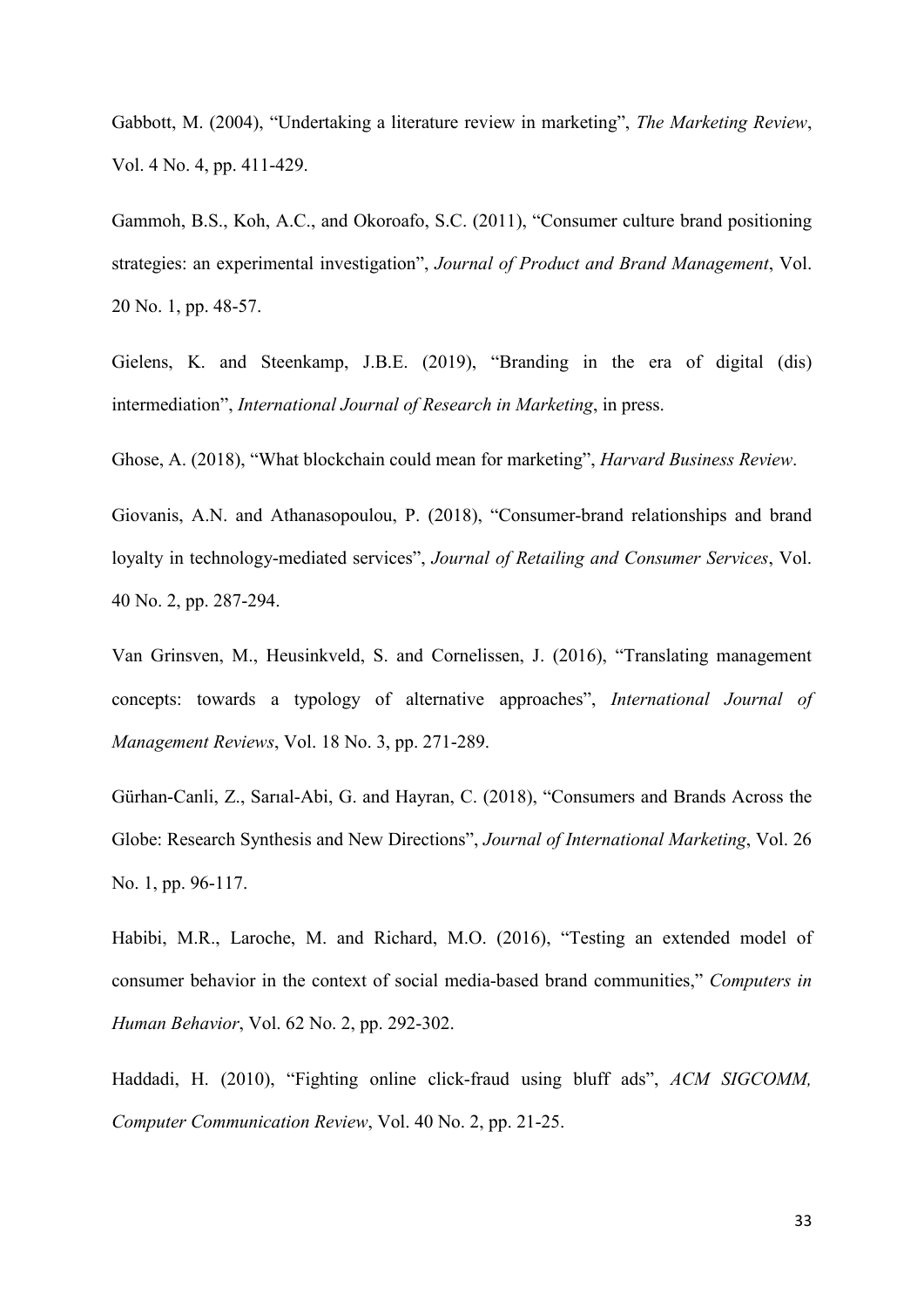Gabbott, M. (2004), “Undertaking a literature review in marketing”, *The Marketing Review*, Vol. 4 No. 4, pp. 411-429.

Gammoh, B.S., Koh, A.C., and Okoroafo, S.C. (2011), “Consumer culture brand positioning strategies: an experimental investigation”, *Journal of Product and Brand Management*, Vol. 20 No. 1, pp. 48-57.

Gielens, K. and Steenkamp, J.B.E. (2019), “Branding in the era of digital (dis) intermediation”, *International Journal of Research in Marketing*, in press.

Ghose, A. (2018), “What blockchain could mean for marketing”, *Harvard Business Review*.

Giovanis, A.N. and Athanasopoulou, P. (2018), “Consumer-brand relationships and brand loyalty in technology-mediated services”, *Journal of Retailing and Consumer Services*, Vol. 40 No. 2, pp. 287-294.

Van Grinsven, M., Heusinkveld, S. and Cornelissen, J. (2016), “Translating management concepts: towards a typology of alternative approaches”, *International Journal of Management Reviews*, Vol. 18 No. 3, pp. 271-289.

Gürhan-Canli, Z., Sarıal-Abi, G. and Hayran, C. (2018), “Consumers and Brands Across the Globe: Research Synthesis and New Directions”, *Journal of International Marketing*, Vol. 26 No. 1, pp. 96-117.

Habibi, M.R., Laroche, M. and Richard, M.O. (2016), “Testing an extended model of consumer behavior in the context of social media-based brand communities,” *Computers in Human Behavior*, Vol. 62 No. 2, pp. 292-302.

Haddadi, H. (2010), “Fighting online click-fraud using bluff ads”, *ACM SIGCOMM, Computer Communication Review*, Vol. 40 No. 2, pp. 21-25.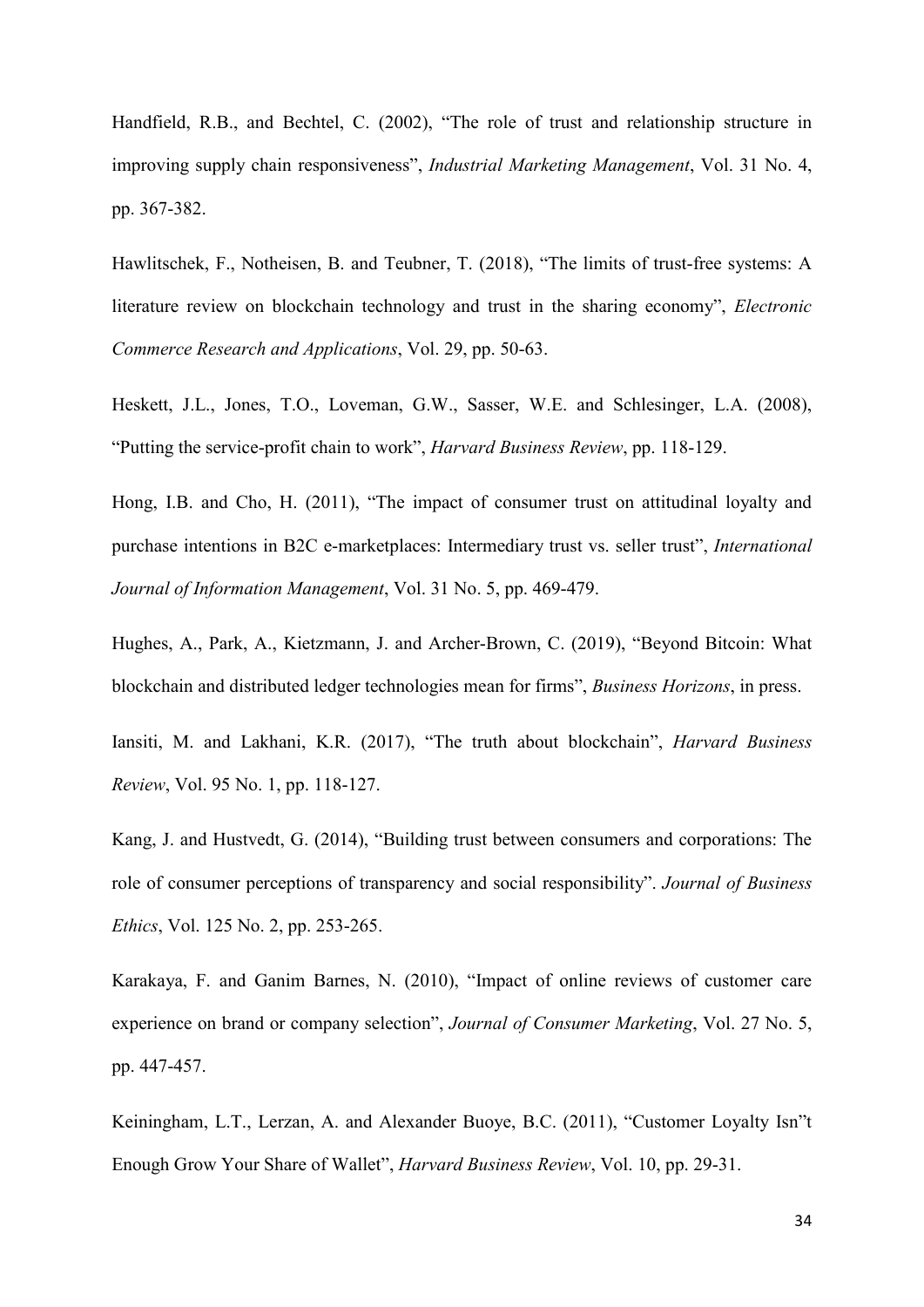Handfield, R.B., and Bechtel, C. (2002), “The role of trust and relationship structure in improving supply chain responsiveness”, *Industrial Marketing Management*, Vol. 31 No. 4, pp. 367-382.

Hawlitschek, F., Notheisen, B. and Teubner, T. (2018), “The limits of trust-free systems: A literature review on blockchain technology and trust in the sharing economy”, *Electronic Commerce Research and Applications*, Vol. 29, pp. 50-63.

Heskett, J.L., Jones, T.O., Loveman, G.W., Sasser, W.E. and Schlesinger, L.A. (2008), “Putting the service-profit chain to work”, *Harvard Business Review*, pp. 118-129.

Hong, I.B. and Cho, H. (2011), “The impact of consumer trust on attitudinal loyalty and purchase intentions in B2C e-marketplaces: Intermediary trust vs. seller trust”, *International Journal of Information Management*, Vol. 31 No. 5, pp. 469-479.

Hughes, A., Park, A., Kietzmann, J. and Archer-Brown, C. (2019), “Beyond Bitcoin: What blockchain and distributed ledger technologies mean for firms”, *Business Horizons*, in press.

Iansiti, M. and Lakhani, K.R. (2017), “The truth about blockchain”, *Harvard Business Review*, Vol. 95 No. 1, pp. 118-127.

Kang, J. and Hustvedt, G. (2014), “Building trust between consumers and corporations: The role of consumer perceptions of transparency and social responsibility”. *Journal of Business Ethics*, Vol. 125 No. 2, pp. 253-265.

Karakaya, F. and Ganim Barnes, N. (2010), “Impact of online reviews of customer care experience on brand or company selection”, *Journal of Consumer Marketing*, Vol. 27 No. 5, pp. 447-457.

Keiningham, L.T., Lerzan, A. and Alexander Buoye, B.C. (2011), “Customer Loyalty Isn”t Enough Grow Your Share of Wallet”, *Harvard Business Review*, Vol. 10, pp. 29-31.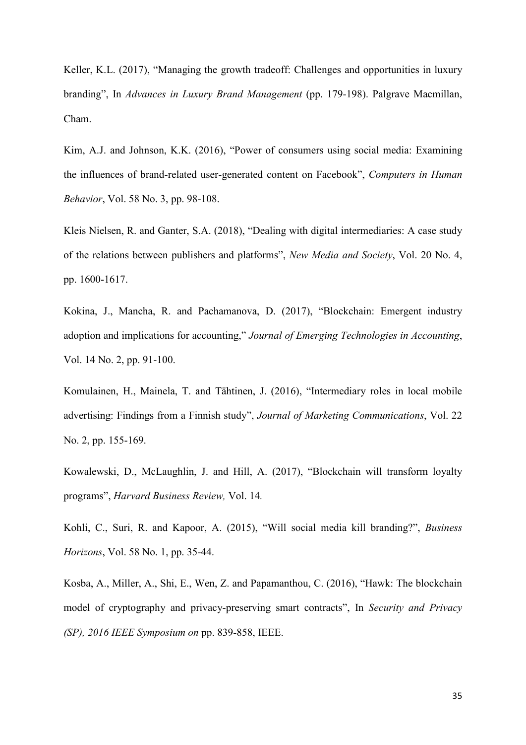Keller, K.L. (2017), “Managing the growth tradeoff: Challenges and opportunities in luxury branding”, In *Advances in Luxury Brand Management* (pp. 179-198). Palgrave Macmillan, Cham.

Kim, A.J. and Johnson, K.K. (2016), “Power of consumers using social media: Examining the influences of brand-related user-generated content on Facebook”, *Computers in Human Behavior*, Vol. 58 No. 3, pp. 98-108.

Kleis Nielsen, R. and Ganter, S.A. (2018), “Dealing with digital intermediaries: A case study of the relations between publishers and platforms”, *New Media and Society*, Vol. 20 No. 4, pp. 1600-1617.

Kokina, J., Mancha, R. and Pachamanova, D. (2017), “Blockchain: Emergent industry adoption and implications for accounting,” *Journal of Emerging Technologies in Accounting*, Vol. 14 No. 2, pp. 91-100.

Komulainen, H., Mainela, T. and Tähtinen, J. (2016), “Intermediary roles in local mobile advertising: Findings from a Finnish study”, *Journal of Marketing Communications*, Vol. 22 No. 2, pp. 155-169.

Kowalewski, D., McLaughlin, J. and Hill, A. (2017), “Blockchain will transform loyalty programs”, *Harvard Business Review,* Vol. 14*.*

Kohli, C., Suri, R. and Kapoor, A. (2015), “Will social media kill branding?”, *Business Horizons*, Vol. 58 No. 1, pp. 35-44.

Kosba, A., Miller, A., Shi, E., Wen, Z. and Papamanthou, C. (2016), “Hawk: The blockchain model of cryptography and privacy-preserving smart contracts”, In *Security and Privacy (SP), 2016 IEEE Symposium on* pp. 839-858, IEEE.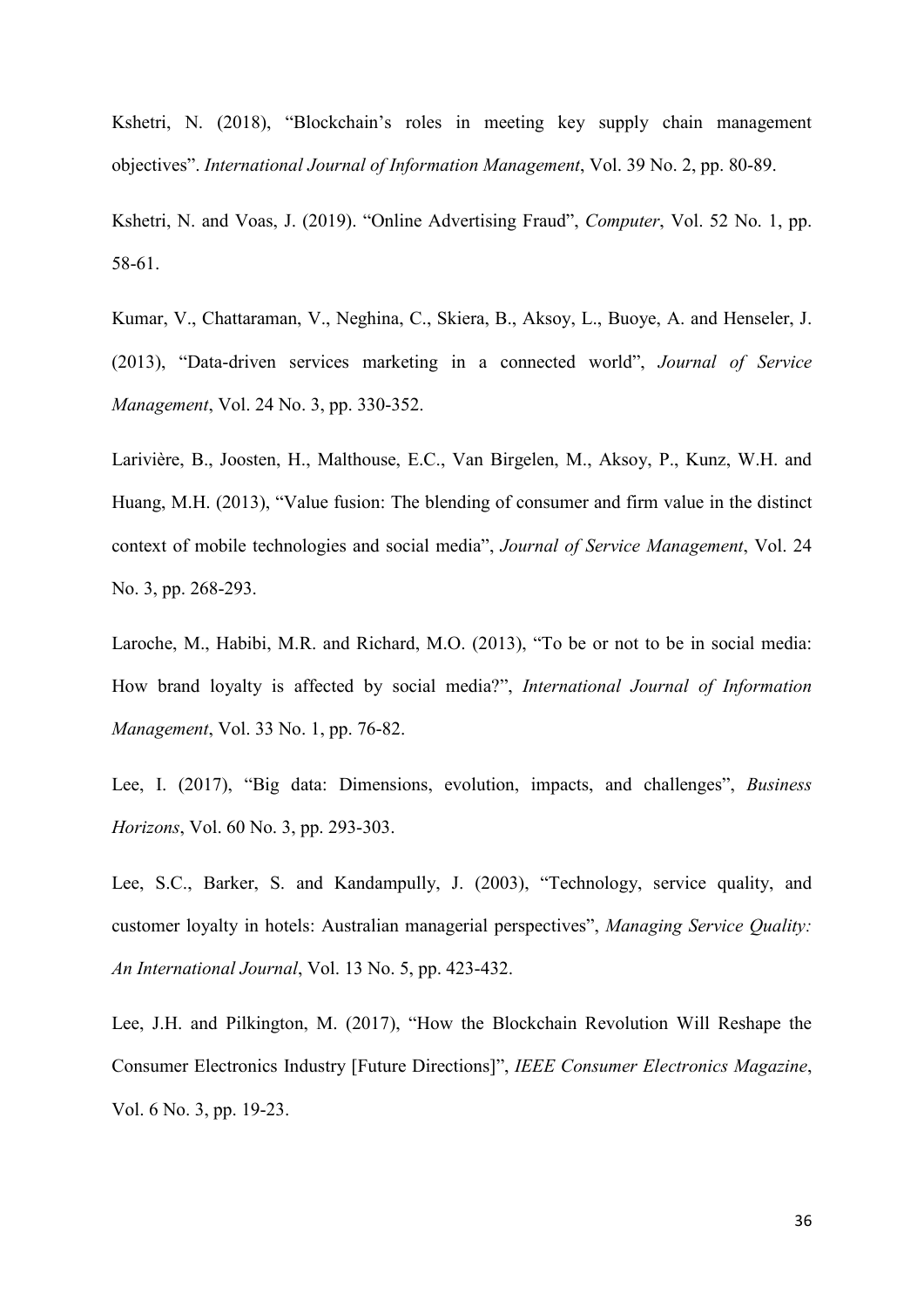Kshetri, N. (2018), "Blockchain's roles in meeting key supply chain management objectives". *International Journal of Information Management*, Vol. 39 No. 2, pp. 80-89.

Kshetri, N. and Voas, J. (2019). "Online Advertising Fraud", *Computer*, Vol. 52 No. 1, pp. 58-61.

Kumar, V., Chattaraman, V., Neghina, C., Skiera, B., Aksoy, L., Buoye, A. and Henseler, J. (2013), "Data-driven services marketing in a connected world", *Journal of Service Management*, Vol. 24 No. 3, pp. 330-352.

Larivière, B., Joosten, H., Malthouse, E.C., Van Birgelen, M., Aksoy, P., Kunz, W.H. and Huang, M.H. (2013), "Value fusion: The blending of consumer and firm value in the distinct context of mobile technologies and social media", *Journal of Service Management*, Vol. 24 No. 3, pp. 268-293.

Laroche, M., Habibi, M.R. and Richard, M.O. (2013), "To be or not to be in social media: How brand loyalty is affected by social media?", *International Journal of Information Management*, Vol. 33 No. 1, pp. 76-82.

Lee, I. (2017), "Big data: Dimensions, evolution, impacts, and challenges", *Business Horizons*, Vol. 60 No. 3, pp. 293-303.

Lee, S.C., Barker, S. and Kandampully, J. (2003), "Technology, service quality, and customer loyalty in hotels: Australian managerial perspectives", *Managing Service Quality: An International Journal*, Vol. 13 No. 5, pp. 423-432.

Lee, J.H. and Pilkington, M. (2017), "How the Blockchain Revolution Will Reshape the Consumer Electronics Industry [Future Directions]", *IEEE Consumer Electronics Magazine*, Vol. 6 No. 3, pp. 19-23.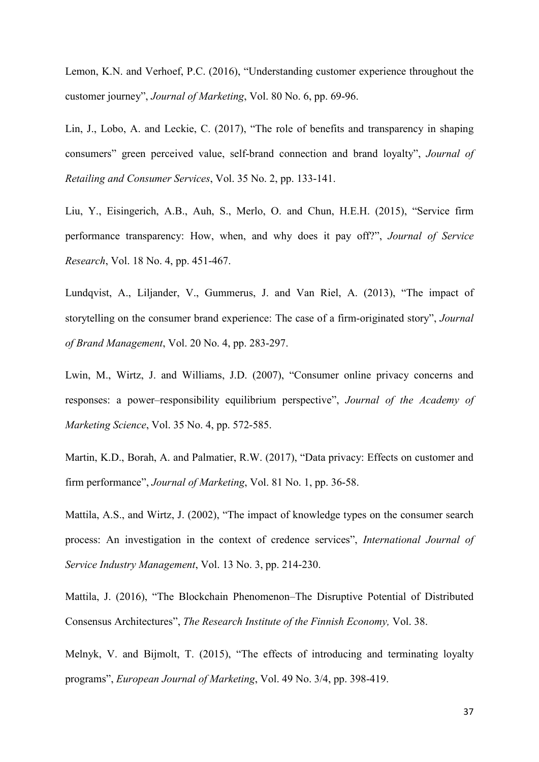Lemon, K.N. and Verhoef, P.C. (2016), “Understanding customer experience throughout the customer journey”, *Journal of Marketing*, Vol. 80 No. 6, pp. 69-96.

Lin, J., Lobo, A. and Leckie, C. (2017), “The role of benefits and transparency in shaping consumers” green perceived value, self-brand connection and brand loyalty”, *Journal of Retailing and Consumer Services*, Vol. 35 No. 2, pp. 133-141.

Liu, Y., Eisingerich, A.B., Auh, S., Merlo, O. and Chun, H.E.H. (2015), “Service firm performance transparency: How, when, and why does it pay off?”, *Journal of Service Research*, Vol. 18 No. 4, pp. 451-467.

Lundqvist, A., Liljander, V., Gummerus, J. and Van Riel, A. (2013), “The impact of storytelling on the consumer brand experience: The case of a firm-originated story”, *Journal of Brand Management*, Vol. 20 No. 4, pp. 283-297.

Lwin, M., Wirtz, J. and Williams, J.D. (2007), “Consumer online privacy concerns and responses: a power–responsibility equilibrium perspective”, *Journal of the Academy of Marketing Science*, Vol. 35 No. 4, pp. 572-585.

Martin, K.D., Borah, A. and Palmatier, R.W. (2017), “Data privacy: Effects on customer and firm performance”, *Journal of Marketing*, Vol. 81 No. 1, pp. 36-58.

Mattila, A.S., and Wirtz, J. (2002), “The impact of knowledge types on the consumer search process: An investigation in the context of credence services”, *International Journal of Service Industry Management*, Vol. 13 No. 3, pp. 214-230.

Mattila, J. (2016), “The Blockchain Phenomenon–The Disruptive Potential of Distributed Consensus Architectures”, *The Research Institute of the Finnish Economy,* Vol. 38.

Melnyk, V. and Bijmolt, T. (2015), “The effects of introducing and terminating loyalty programs”, *European Journal of Marketing*, Vol. 49 No. 3/4, pp. 398-419.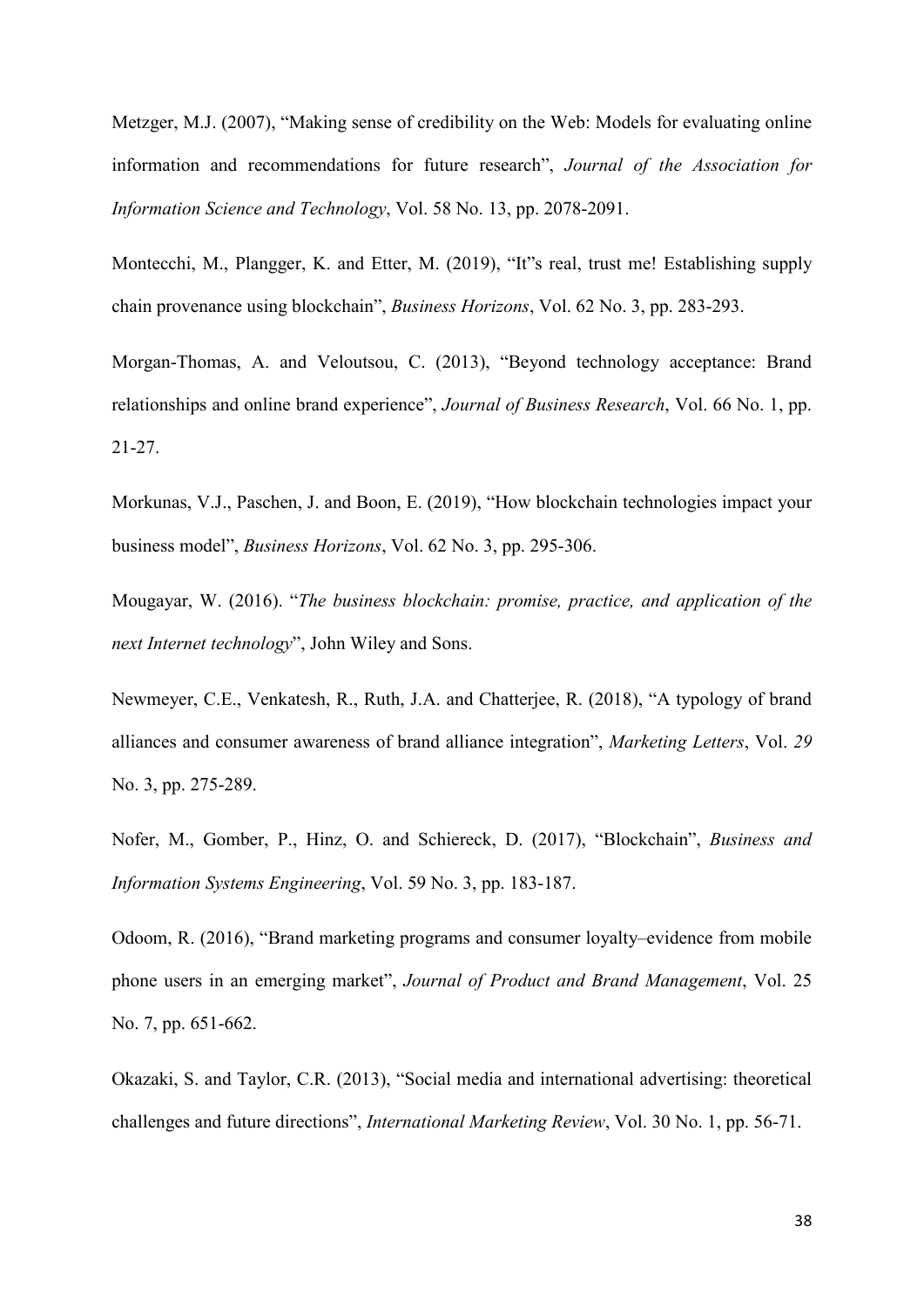Metzger, M.J. (2007), "Making sense of credibility on the Web: Models for evaluating online information and recommendations for future research", *Journal of the Association for Information Science and Technology*, Vol. 58 No. 13, pp. 2078-2091.

Montecchi, M., Plangger, K. and Etter, M. (2019), "It"s real, trust me! Establishing supply chain provenance using blockchain", *Business Horizons*, Vol. 62 No. 3, pp. 283-293.

Morgan-Thomas, A. and Veloutsou, C. (2013), "Beyond technology acceptance: Brand relationships and online brand experience", *Journal of Business Research*, Vol. 66 No. 1, pp. 21-27.

Morkunas, V.J., Paschen, J. and Boon, E. (2019), "How blockchain technologies impact your business model", *Business Horizons*, Vol. 62 No. 3, pp. 295-306.

Mougayar, W. (2016). "*The business blockchain: promise, practice, and application of the next Internet technology*", John Wiley and Sons.

Newmeyer, C.E., Venkatesh, R., Ruth, J.A. and Chatterjee, R. (2018), "A typology of brand alliances and consumer awareness of brand alliance integration", *Marketing Letters*, Vol. *29* No. 3, pp. 275-289.

Nofer, M., Gomber, P., Hinz, O. and Schiereck, D. (2017), "Blockchain", *Business and Information Systems Engineering*, Vol. 59 No. 3, pp. 183-187.

Odoom, R. (2016), "Brand marketing programs and consumer loyalty–evidence from mobile phone users in an emerging market", *Journal of Product and Brand Management*, Vol. 25 No. 7, pp. 651-662.

Okazaki, S. and Taylor, C.R. (2013), "Social media and international advertising: theoretical challenges and future directions", *International Marketing Review*, Vol. 30 No. 1, pp. 56-71.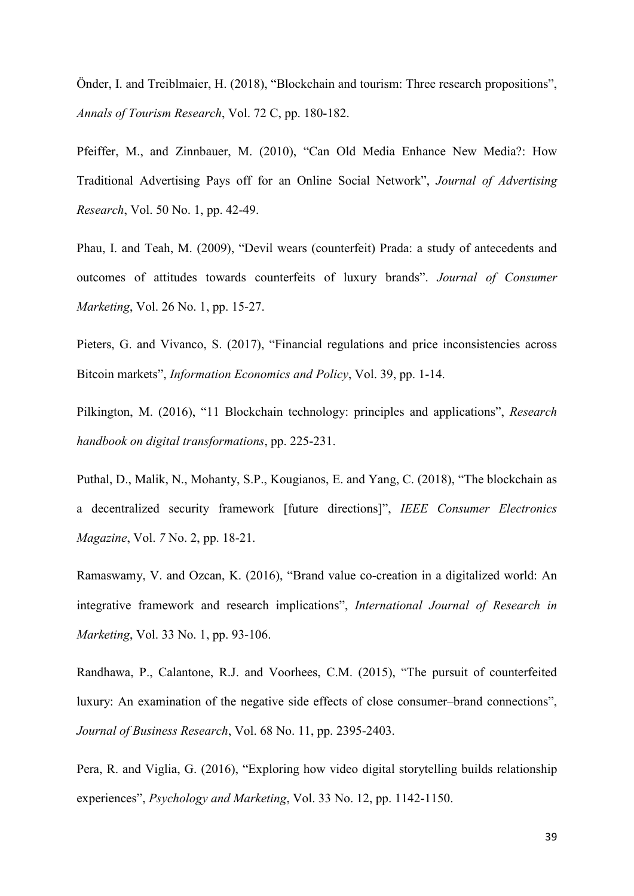Önder, I. and Treiblmaier, H. (2018), “Blockchain and tourism: Three research propositions”, *Annals of Tourism Research*, Vol. 72 C, pp. 180-182.

Pfeiffer, M., and Zinnbauer, M. (2010), “Can Old Media Enhance New Media?: How Traditional Advertising Pays off for an Online Social Network”, *Journal of Advertising Research*, Vol. 50 No. 1, pp. 42-49.

Phau, I. and Teah, M. (2009), “Devil wears (counterfeit) Prada: a study of antecedents and outcomes of attitudes towards counterfeits of luxury brands”. *Journal of Consumer Marketing*, Vol. 26 No. 1, pp. 15-27.

Pieters, G. and Vivanco, S. (2017), “Financial regulations and price inconsistencies across Bitcoin markets”, *Information Economics and Policy*, Vol. 39, pp. 1-14.

Pilkington, M. (2016), “11 Blockchain technology: principles and applications”, *Research handbook on digital transformations*, pp. 225-231.

Puthal, D., Malik, N., Mohanty, S.P., Kougianos, E. and Yang, C. (2018), “The blockchain as a decentralized security framework [future directions]”, *IEEE Consumer Electronics Magazine*, Vol. *7* No. 2, pp. 18-21.

Ramaswamy, V. and Ozcan, K. (2016), “Brand value co-creation in a digitalized world: An integrative framework and research implications”, *International Journal of Research in Marketing*, Vol. 33 No. 1, pp. 93-106.

Randhawa, P., Calantone, R.J. and Voorhees, C.M. (2015), “The pursuit of counterfeited luxury: An examination of the negative side effects of close consumer–brand connections”, *Journal of Business Research*, Vol. 68 No. 11, pp. 2395-2403.

Pera, R. and Viglia, G. (2016), “Exploring how video digital storytelling builds relationship experiences”, *Psychology and Marketing*, Vol. 33 No. 12, pp. 1142-1150.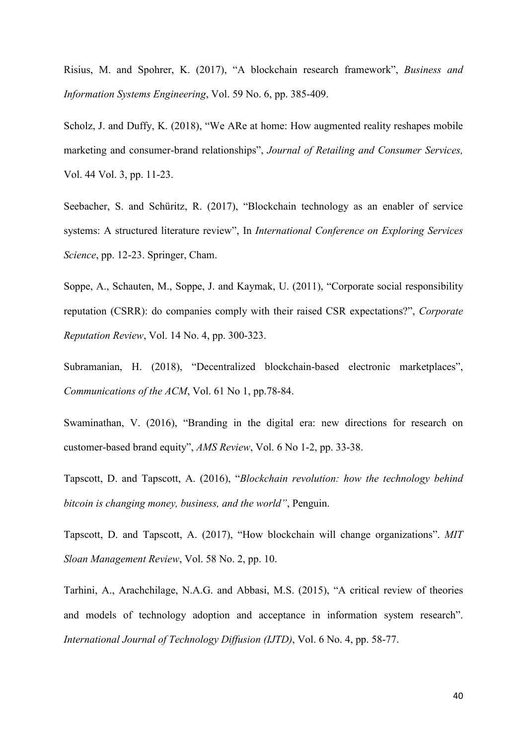Risius, M. and Spohrer, K. (2017), “A blockchain research framework”, *Business and Information Systems Engineering*, Vol. 59 No. 6, pp. 385-409.

Scholz, J. and Duffy, K. (2018), “We ARe at home: How augmented reality reshapes mobile marketing and consumer-brand relationships”, *Journal of Retailing and Consumer Services,* Vol. 44 Vol. 3, pp. 11-23.

Seebacher, S. and Schüritz, R. (2017), “Blockchain technology as an enabler of service systems: A structured literature review”, In *International Conference on Exploring Services Science*, pp. 12-23. Springer, Cham.

Soppe, A., Schauten, M., Soppe, J. and Kaymak, U. (2011), “Corporate social responsibility reputation (CSRR): do companies comply with their raised CSR expectations?”, *Corporate Reputation Review*, Vol. 14 No. 4, pp. 300-323.

Subramanian, H. (2018), “Decentralized blockchain-based electronic marketplaces”, *Communications of the ACM*, Vol. 61 No 1, pp.78-84.

Swaminathan, V. (2016), “Branding in the digital era: new directions for research on customer-based brand equity”, *AMS Review*, Vol. 6 No 1-2, pp. 33-38.

Tapscott, D. and Tapscott, A. (2016), “*Blockchain revolution: how the technology behind bitcoin is changing money, business, and the world”*, Penguin.

Tapscott, D. and Tapscott, A. (2017), “How blockchain will change organizations”. *MIT Sloan Management Review*, Vol. 58 No. 2, pp. 10.

Tarhini, A., Arachchilage, N.A.G. and Abbasi, M.S. (2015), “A critical review of theories and models of technology adoption and acceptance in information system research”. *International Journal of Technology Diffusion (IJTD)*, Vol. 6 No. 4, pp. 58-77.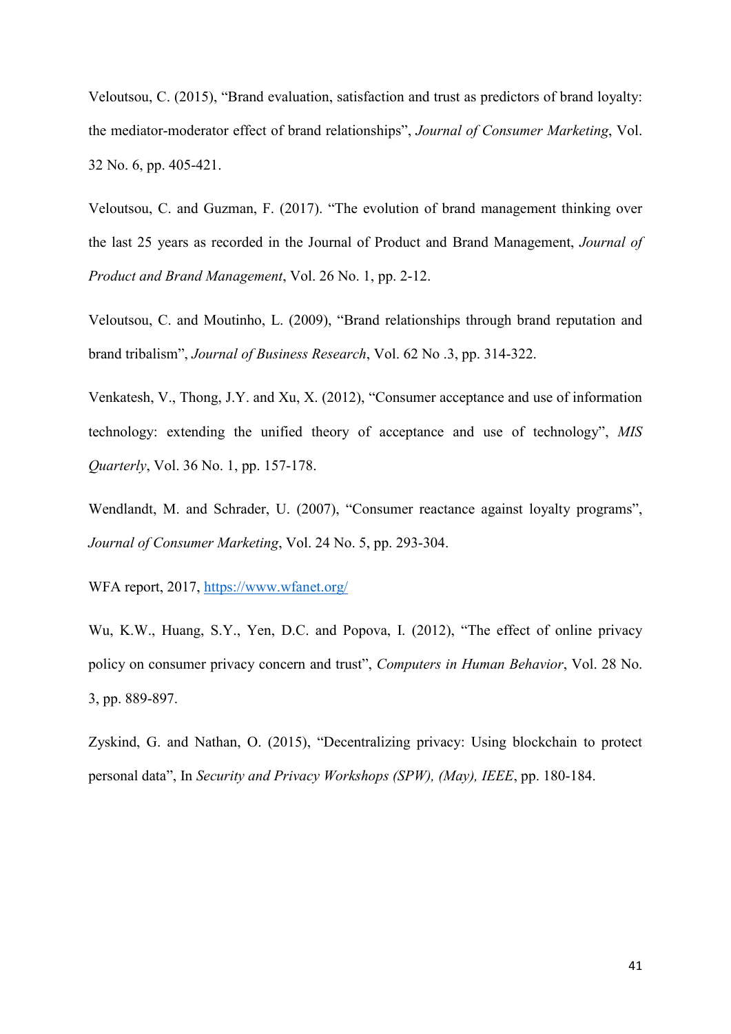Veloutsou, C. (2015), "Brand evaluation, satisfaction and trust as predictors of brand loyalty: the mediator-moderator effect of brand relationships", *Journal of Consumer Marketing*, Vol. 32 No. 6, pp. 405-421.

Veloutsou, C. and Guzman, F. (2017). "The evolution of brand management thinking over the last 25 years as recorded in the Journal of Product and Brand Management, *Journal of Product and Brand Management*, Vol. 26 No. 1, pp. 2-12.

Veloutsou, C. and Moutinho, L. (2009), "Brand relationships through brand reputation and brand tribalism", *Journal of Business Research*, Vol. 62 No .3, pp. 314-322.

Venkatesh, V., Thong, J.Y. and Xu, X. (2012), "Consumer acceptance and use of information technology: extending the unified theory of acceptance and use of technology", *MIS Quarterly*, Vol. 36 No. 1, pp. 157-178.

Wendlandt, M. and Schrader, U. (2007), "Consumer reactance against loyalty programs", *Journal of Consumer Marketing*, Vol. 24 No. 5, pp. 293-304.

WFA report, 2017, https://www.wfanet.org/

Wu, K.W., Huang, S.Y., Yen, D.C. and Popova, I. (2012), "The effect of online privacy policy on consumer privacy concern and trust", *Computers in Human Behavior*, Vol. 28 No. 3, pp. 889-897.

Zyskind, G. and Nathan, O. (2015), "Decentralizing privacy: Using blockchain to protect personal data", In *Security and Privacy Workshops (SPW), (May), IEEE*, pp. 180-184.